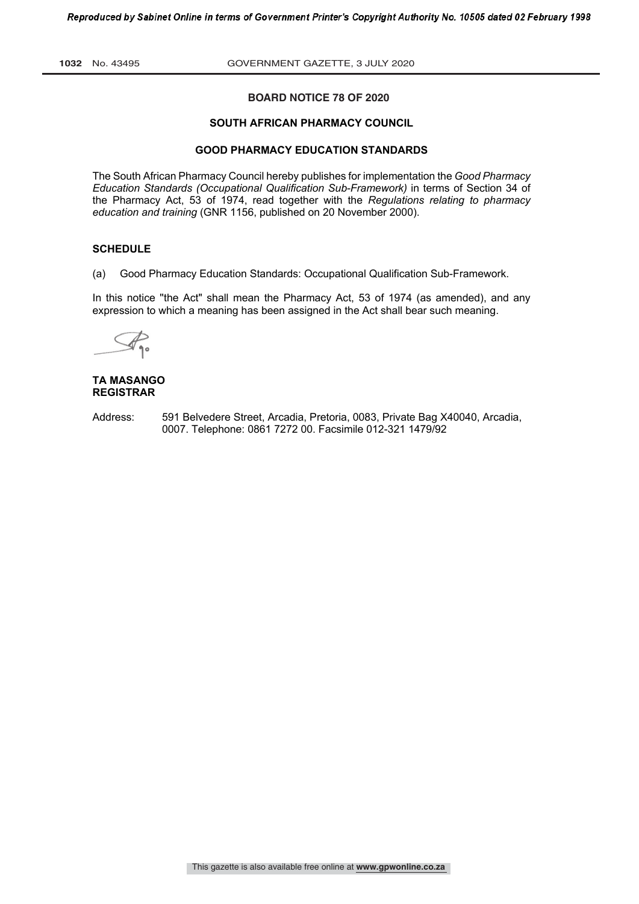**BOARD NOTICE 78 OF 2020**

**SOUTH AFRICAN PHARMACY COUNCIL**

**GOOD PHARMACY EDUCATION STANDARDS**

The South African Pharmacy Council hereby publishes for implementation the *Good Pharmacy Education Standards (Occupational Qualification Sub-Framework)* in terms of Section 34 of the Pharmacy Act, 53 of 1974, read together with the *Regulations relating to pharmacy education and training* (GNR 1156, published on 20 November 2000).

**SCHEDULE**

(a) Good Pharmacy Education Standards: Occupational Qualification Sub-Framework.

In this notice "the Act" shall mean the Pharmacy Act, 53 of 1974 (as amended), and any expression to which a meaning has been assigned in the Act shall bear such meaning.

**TA MASANGO**
**REGISTRAR**

Address: 591 Belvedere Street, Arcadia, Pretoria, 0083, Private Bag X40040, Arcadia, 0007. Telephone: 0861 7272 00. Facsimile 012-321 1479/92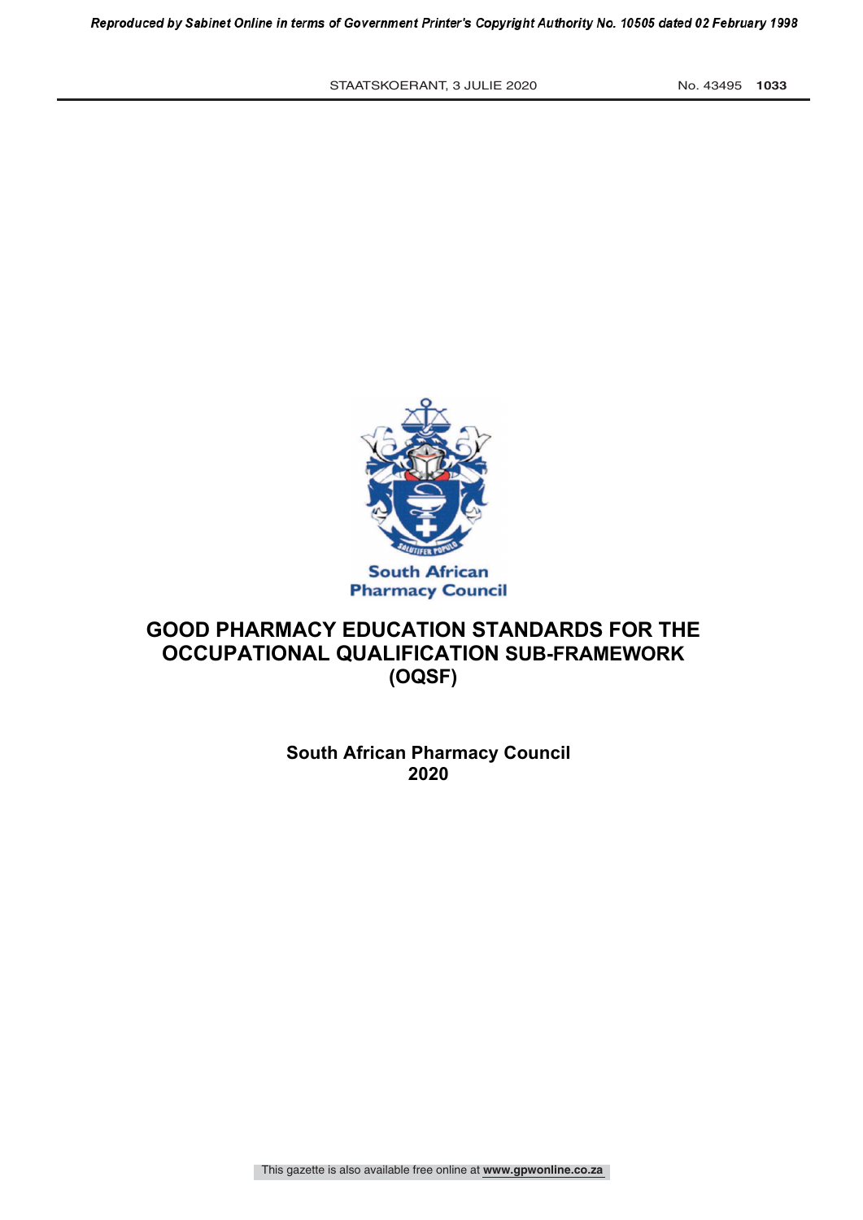South African Pharmacy Council

# GOOD PHARMACY EDUCATION STANDARDS FOR THE OCCUPATIONAL QUALIFICATION SUB-FRAMEWORK (OQSF)

**South African Pharmacy Council**
**2020**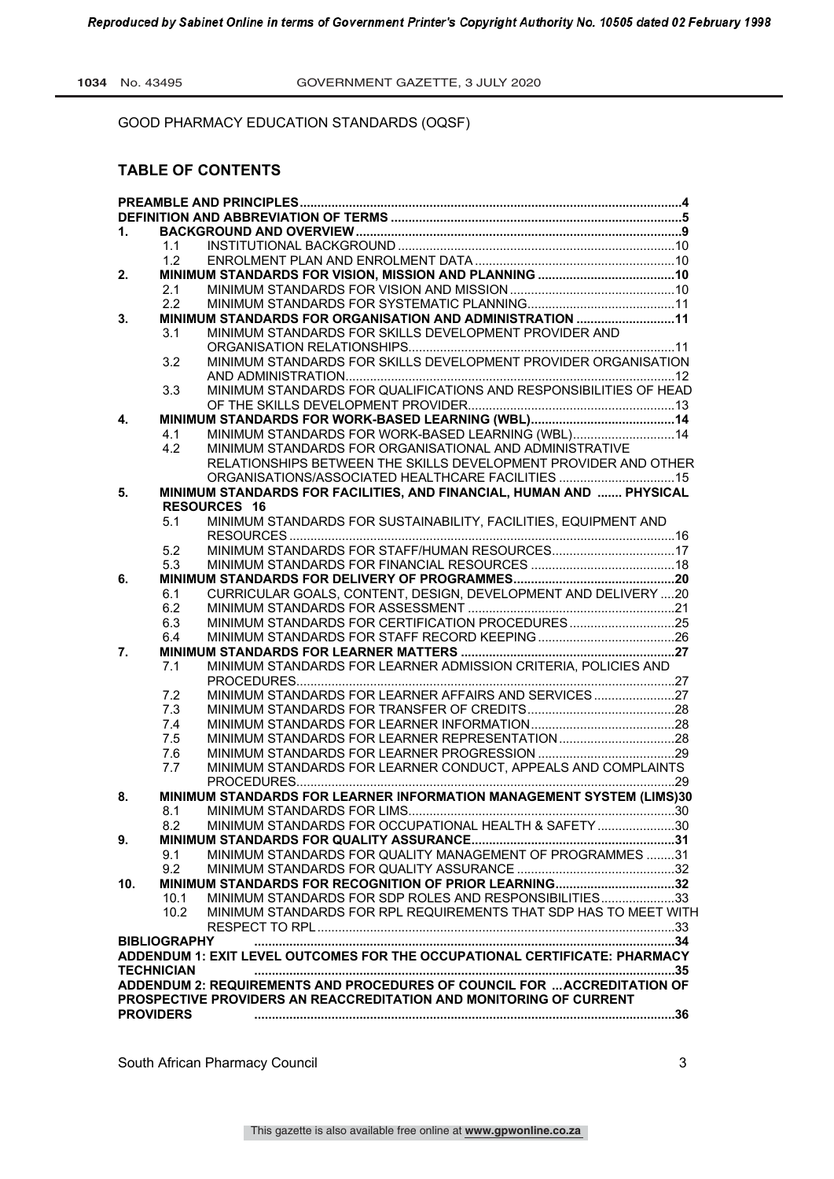GOOD PHARMACY EDUCATION STANDARDS (OQSF)

## TABLE OF CONTENTS

**PREAMBLE AND PRINCIPLES** ..... 4

**DEFINITION AND ABBREVIATION OF TERMS** ..... 5

**1. BACKGROUND AND OVERVIEW** ..... 9
- 1.1 INSTITUTIONAL BACKGROUND ..... 10
- 1.2 ENROLMENT PLAN AND ENROLMENT DATA ..... 10

**2. MINIMUM STANDARDS FOR VISION, MISSION AND PLANNING** ..... 10
- 2.1 MINIMUM STANDARDS FOR VISION AND MISSION ..... 10
- 2.2 MINIMUM STANDARDS FOR SYSTEMATIC PLANNING ..... 11

**3. MINIMUM STANDARDS FOR ORGANISATION AND ADMINISTRATION** ..... 11
- 3.1 MINIMUM STANDARDS FOR SKILLS DEVELOPMENT PROVIDER AND ORGANISATION RELATIONSHIPS ..... 11
- 3.2 MINIMUM STANDARDS FOR SKILLS DEVELOPMENT PROVIDER ORGANISATION AND ADMINISTRATION ..... 12
- 3.3 MINIMUM STANDARDS FOR QUALIFICATIONS AND RESPONSIBILITIES OF HEAD OF THE SKILLS DEVELOPMENT PROVIDER ..... 13

**4. MINIMUM STANDARDS FOR WORK-BASED LEARNING (WBL)** ..... 14
- 4.1 MINIMUM STANDARDS FOR WORK-BASED LEARNING (WBL) ..... 14
- 4.2 MINIMUM STANDARDS FOR ORGANISATIONAL AND ADMINISTRATIVE RELATIONSHIPS BETWEEN THE SKILLS DEVELOPMENT PROVIDER AND OTHER ORGANISATIONS/ASSOCIATED HEALTHCARE FACILITIES ..... 15

**5. MINIMUM STANDARDS FOR FACILITIES, AND FINANCIAL, HUMAN AND ....... PHYSICAL RESOURCES** 16
- 5.1 MINIMUM STANDARDS FOR SUSTAINABILITY, FACILITIES, EQUIPMENT AND RESOURCES ..... 16
- 5.2 MINIMUM STANDARDS FOR STAFF/HUMAN RESOURCES ..... 17
- 5.3 MINIMUM STANDARDS FOR FINANCIAL RESOURCES ..... 18

**6. MINIMUM STANDARDS FOR DELIVERY OF PROGRAMMES** ..... 20
- 6.1 CURRICULAR GOALS, CONTENT, DESIGN, DEVELOPMENT AND DELIVERY ..... 20
- 6.2 MINIMUM STANDARDS FOR ASSESSMENT ..... 21
- 6.3 MINIMUM STANDARDS FOR CERTIFICATION PROCEDURES ..... 25
- 6.4 MINIMUM STANDARDS FOR STAFF RECORD KEEPING ..... 26

**7. MINIMUM STANDARDS FOR LEARNER MATTERS** ..... 27
- 7.1 MINIMUM STANDARDS FOR LEARNER ADMISSION CRITERIA, POLICIES AND PROCEDURES ..... 27
- 7.2 MINIMUM STANDARDS FOR LEARNER AFFAIRS AND SERVICES ..... 27
- 7.3 MINIMUM STANDARDS FOR TRANSFER OF CREDITS ..... 28
- 7.4 MINIMUM STANDARDS FOR LEARNER INFORMATION ..... 28
- 7.5 MINIMUM STANDARDS FOR LEARNER REPRESENTATION ..... 28
- 7.6 MINIMUM STANDARDS FOR LEARNER PROGRESSION ..... 29
- 7.7 MINIMUM STANDARDS FOR LEARNER CONDUCT, APPEALS AND COMPLAINTS PROCEDURES ..... 29

**8. MINIMUM STANDARDS FOR LEARNER INFORMATION MANAGEMENT SYSTEM (LIMS)** 30
- 8.1 MINIMUM STANDARDS FOR LIMS ..... 30
- 8.2 MINIMUM STANDARDS FOR OCCUPATIONAL HEALTH & SAFETY ..... 30

**9. MINIMUM STANDARDS FOR QUALITY ASSURANCE** ..... 31
- 9.1 MINIMUM STANDARDS FOR QUALITY MANAGEMENT OF PROGRAMMES ..... 31
- 9.2 MINIMUM STANDARDS FOR QUALITY ASSURANCE ..... 32

**10. MINIMUM STANDARDS FOR RECOGNITION OF PRIOR LEARNING** ..... 32
- 10.1 MINIMUM STANDARDS FOR SDP ROLES AND RESPONSIBILITIES ..... 33
- 10.2 MINIMUM STANDARDS FOR RPL REQUIREMENTS THAT SDP HAS TO MEET WITH RESPECT TO RPL ..... 33

**BIBLIOGRAPHY** ..... 34

**ADDENDUM 1: EXIT LEVEL OUTCOMES FOR THE OCCUPATIONAL CERTIFICATE: PHARMACY TECHNICIAN** ..... 35

**ADDENDUM 2: REQUIREMENTS AND PROCEDURES OF COUNCIL FOR ...ACCREDITATION OF PROSPECTIVE PROVIDERS AN REACCREDITATION AND MONITORING OF CURRENT PROVIDERS** ..... 36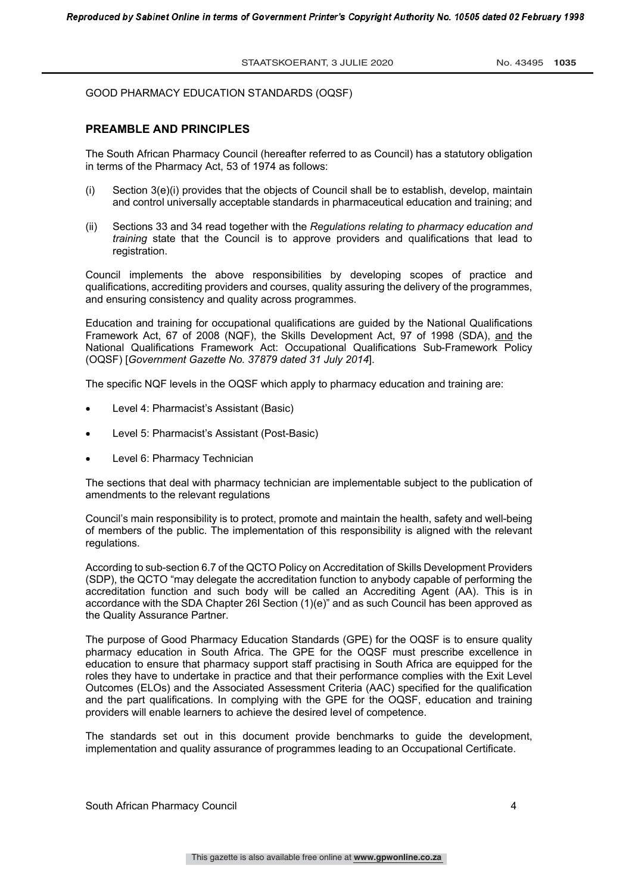GOOD PHARMACY EDUCATION STANDARDS (OQSF)

## PREAMBLE AND PRINCIPLES

The South African Pharmacy Council (hereafter referred to as Council) has a statutory obligation in terms of the Pharmacy Act, 53 of 1974 as follows:

(i) Section 3(e)(i) provides that the objects of Council shall be to establish, develop, maintain and control universally acceptable standards in pharmaceutical education and training; and

(ii) Sections 33 and 34 read together with the *Regulations relating to pharmacy education and training* state that the Council is to approve providers and qualifications that lead to registration.

Council implements the above responsibilities by developing scopes of practice and qualifications, accrediting providers and courses, quality assuring the delivery of the programmes, and ensuring consistency and quality across programmes.

Education and training for occupational qualifications are guided by the National Qualifications Framework Act, 67 of 2008 (NQF), the Skills Development Act, 97 of 1998 (SDA), and the National Qualifications Framework Act: Occupational Qualifications Sub-Framework Policy (OQSF) [*Government Gazette No. 37879 dated 31 July 2014*].

The specific NQF levels in the OQSF which apply to pharmacy education and training are:

- Level 4: Pharmacist's Assistant (Basic)
- Level 5: Pharmacist's Assistant (Post-Basic)
- Level 6: Pharmacy Technician

The sections that deal with pharmacy technician are implementable subject to the publication of amendments to the relevant regulations

Council's main responsibility is to protect, promote and maintain the health, safety and well-being of members of the public. The implementation of this responsibility is aligned with the relevant regulations.

According to sub-section 6.7 of the QCTO Policy on Accreditation of Skills Development Providers (SDP), the QCTO "may delegate the accreditation function to anybody capable of performing the accreditation function and such body will be called an Accrediting Agent (AA). This is in accordance with the SDA Chapter 26I Section (1)(e)" and as such Council has been approved as the Quality Assurance Partner.

The purpose of Good Pharmacy Education Standards (GPE) for the OQSF is to ensure quality pharmacy education in South Africa. The GPE for the OQSF must prescribe excellence in education to ensure that pharmacy support staff practising in South Africa are equipped for the roles they have to undertake in practice and that their performance complies with the Exit Level Outcomes (ELOs) and the Associated Assessment Criteria (AAC) specified for the qualification and the part qualifications. In complying with the GPE for the OQSF, education and training providers will enable learners to achieve the desired level of competence.

The standards set out in this document provide benchmarks to guide the development, implementation and quality assurance of programmes leading to an Occupational Certificate.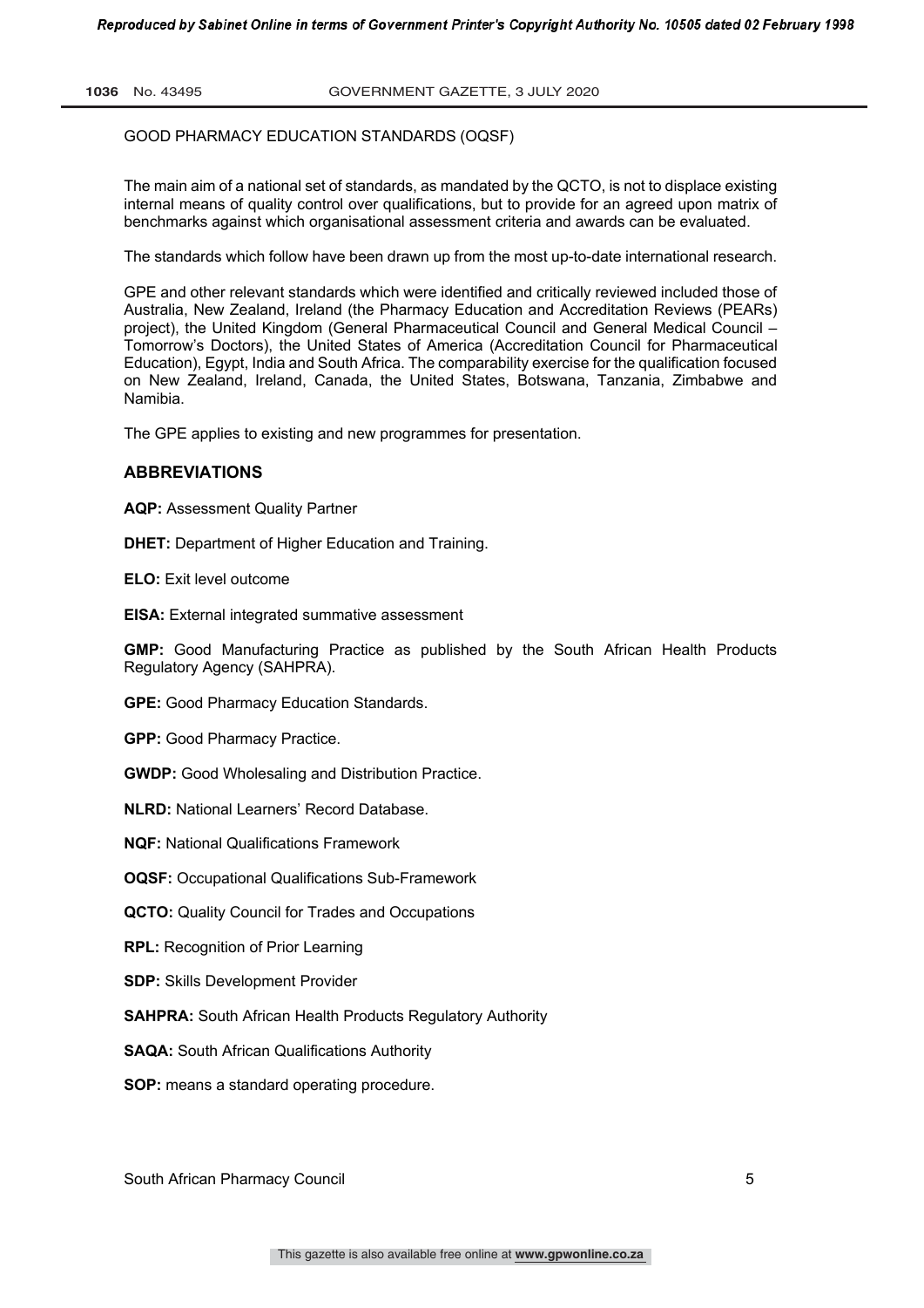GOOD PHARMACY EDUCATION STANDARDS (OQSF)

The main aim of a national set of standards, as mandated by the QCTO, is not to displace existing internal means of quality control over qualifications, but to provide for an agreed upon matrix of benchmarks against which organisational assessment criteria and awards can be evaluated.

The standards which follow have been drawn up from the most up-to-date international research.

GPE and other relevant standards which were identified and critically reviewed included those of Australia, New Zealand, Ireland (the Pharmacy Education and Accreditation Reviews (PEARs) project), the United Kingdom (General Pharmaceutical Council and General Medical Council – Tomorrow's Doctors), the United States of America (Accreditation Council for Pharmaceutical Education), Egypt, India and South Africa. The comparability exercise for the qualification focused on New Zealand, Ireland, Canada, the United States, Botswana, Tanzania, Zimbabwe and Namibia.

The GPE applies to existing and new programmes for presentation.

## ABBREVIATIONS

**AQP:** Assessment Quality Partner

**DHET:** Department of Higher Education and Training.

**ELO:** Exit level outcome

**EISA:** External integrated summative assessment

**GMP:** Good Manufacturing Practice as published by the South African Health Products Regulatory Agency (SAHPRA).

**GPE:** Good Pharmacy Education Standards.

**GPP:** Good Pharmacy Practice.

**GWDP:** Good Wholesaling and Distribution Practice.

**NLRD:** National Learners' Record Database.

**NQF:** National Qualifications Framework

**OQSF:** Occupational Qualifications Sub-Framework

**QCTO:** Quality Council for Trades and Occupations

**RPL:** Recognition of Prior Learning

**SDP:** Skills Development Provider

**SAHPRA:** South African Health Products Regulatory Authority

**SAQA:** South African Qualifications Authority

**SOP:** means a standard operating procedure.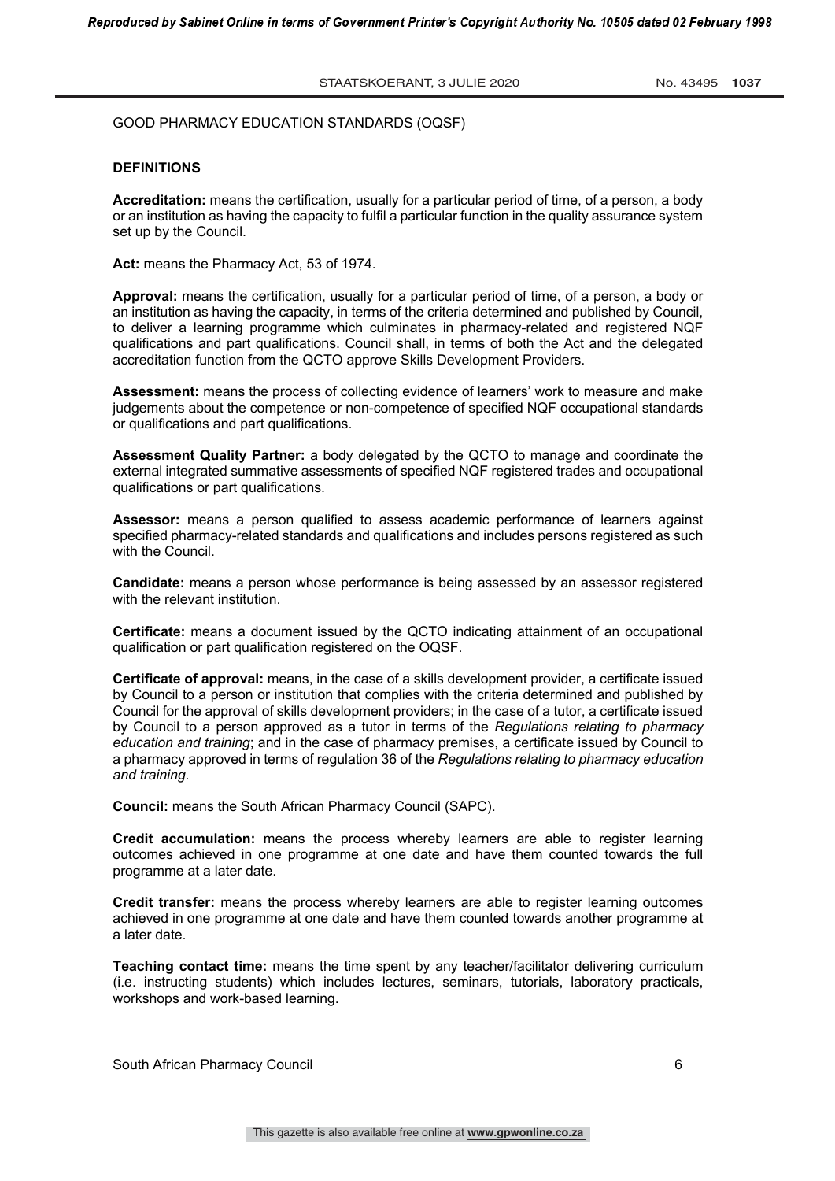GOOD PHARMACY EDUCATION STANDARDS (OQSF)

## DEFINITIONS

**Accreditation:** means the certification, usually for a particular period of time, of a person, a body or an institution as having the capacity to fulfil a particular function in the quality assurance system set up by the Council.

**Act:** means the Pharmacy Act, 53 of 1974.

**Approval:** means the certification, usually for a particular period of time, of a person, a body or an institution as having the capacity, in terms of the criteria determined and published by Council, to deliver a learning programme which culminates in pharmacy-related and registered NQF qualifications and part qualifications. Council shall, in terms of both the Act and the delegated accreditation function from the QCTO approve Skills Development Providers.

**Assessment:** means the process of collecting evidence of learners' work to measure and make judgements about the competence or non-competence of specified NQF occupational standards or qualifications and part qualifications.

**Assessment Quality Partner:** a body delegated by the QCTO to manage and coordinate the external integrated summative assessments of specified NQF registered trades and occupational qualifications or part qualifications.

**Assessor:** means a person qualified to assess academic performance of learners against specified pharmacy-related standards and qualifications and includes persons registered as such with the Council.

**Candidate:** means a person whose performance is being assessed by an assessor registered with the relevant institution.

**Certificate:** means a document issued by the QCTO indicating attainment of an occupational qualification or part qualification registered on the OQSF.

**Certificate of approval:** means, in the case of a skills development provider, a certificate issued by Council to a person or institution that complies with the criteria determined and published by Council for the approval of skills development providers; in the case of a tutor, a certificate issued by Council to a person approved as a tutor in terms of the *Regulations relating to pharmacy education and training*; and in the case of pharmacy premises, a certificate issued by Council to a pharmacy approved in terms of regulation 36 of the *Regulations relating to pharmacy education and training*.

**Council:** means the South African Pharmacy Council (SAPC).

**Credit accumulation:** means the process whereby learners are able to register learning outcomes achieved in one programme at one date and have them counted towards the full programme at a later date.

**Credit transfer:** means the process whereby learners are able to register learning outcomes achieved in one programme at one date and have them counted towards another programme at a later date.

**Teaching contact time:** means the time spent by any teacher/facilitator delivering curriculum (i.e. instructing students) which includes lectures, seminars, tutorials, laboratory practicals, workshops and work-based learning.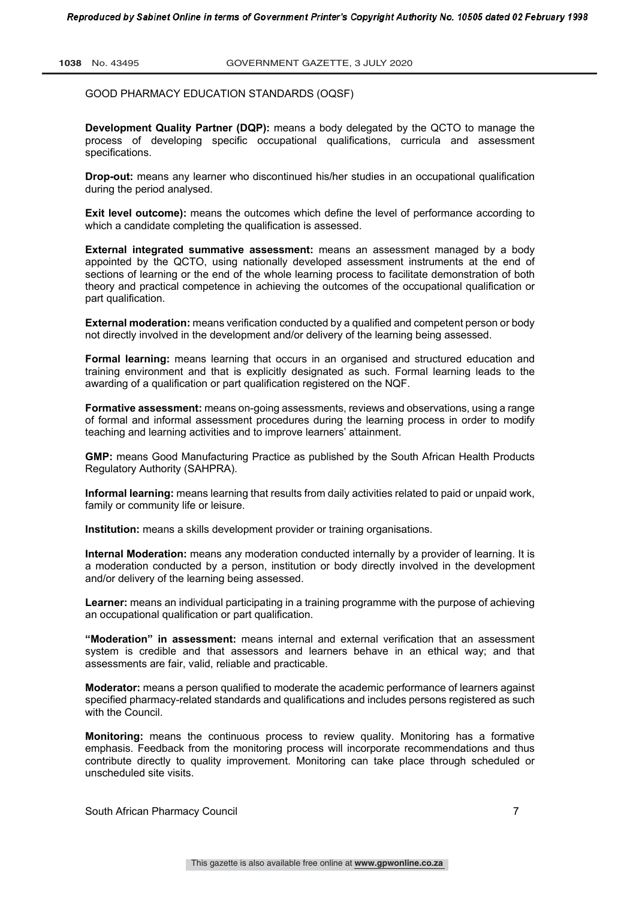GOOD PHARMACY EDUCATION STANDARDS (OQSF)

**Development Quality Partner (DQP):** means a body delegated by the QCTO to manage the process of developing specific occupational qualifications, curricula and assessment specifications.

**Drop-out:** means any learner who discontinued his/her studies in an occupational qualification during the period analysed.

**Exit level outcome):** means the outcomes which define the level of performance according to which a candidate completing the qualification is assessed.

**External integrated summative assessment:** means an assessment managed by a body appointed by the QCTO, using nationally developed assessment instruments at the end of sections of learning or the end of the whole learning process to facilitate demonstration of both theory and practical competence in achieving the outcomes of the occupational qualification or part qualification.

**External moderation:** means verification conducted by a qualified and competent person or body not directly involved in the development and/or delivery of the learning being assessed.

**Formal learning:** means learning that occurs in an organised and structured education and training environment and that is explicitly designated as such. Formal learning leads to the awarding of a qualification or part qualification registered on the NQF.

**Formative assessment:** means on-going assessments, reviews and observations, using a range of formal and informal assessment procedures during the learning process in order to modify teaching and learning activities and to improve learners' attainment.

**GMP:** means Good Manufacturing Practice as published by the South African Health Products Regulatory Authority (SAHPRA).

**Informal learning:** means learning that results from daily activities related to paid or unpaid work, family or community life or leisure.

**Institution:** means a skills development provider or training organisations.

**Internal Moderation:** means any moderation conducted internally by a provider of learning. It is a moderation conducted by a person, institution or body directly involved in the development and/or delivery of the learning being assessed.

**Learner:** means an individual participating in a training programme with the purpose of achieving an occupational qualification or part qualification.

**"Moderation" in assessment:** means internal and external verification that an assessment system is credible and that assessors and learners behave in an ethical way; and that assessments are fair, valid, reliable and practicable.

**Moderator:** means a person qualified to moderate the academic performance of learners against specified pharmacy-related standards and qualifications and includes persons registered as such with the Council.

**Monitoring:** means the continuous process to review quality. Monitoring has a formative emphasis. Feedback from the monitoring process will incorporate recommendations and thus contribute directly to quality improvement. Monitoring can take place through scheduled or unscheduled site visits.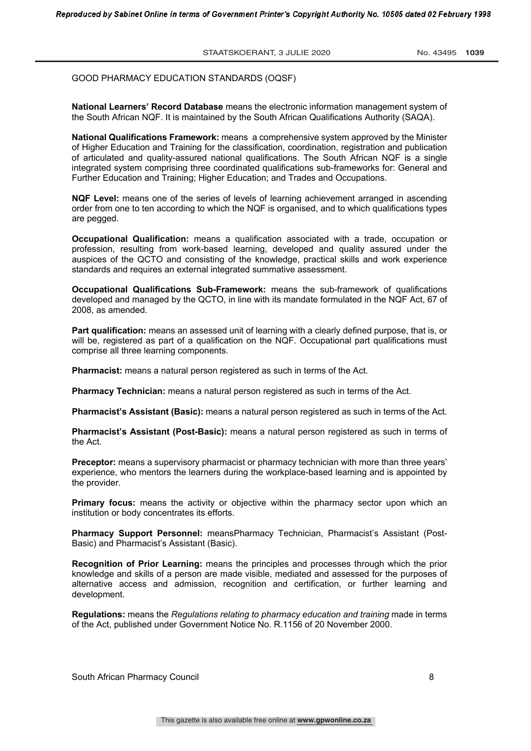GOOD PHARMACY EDUCATION STANDARDS (OQSF)

**National Learners' Record Database** means the electronic information management system of the South African NQF. It is maintained by the South African Qualifications Authority (SAQA).

**National Qualifications Framework:** means a comprehensive system approved by the Minister of Higher Education and Training for the classification, coordination, registration and publication of articulated and quality-assured national qualifications. The South African NQF is a single integrated system comprising three coordinated qualifications sub-frameworks for: General and Further Education and Training; Higher Education; and Trades and Occupations.

**NQF Level:** means one of the series of levels of learning achievement arranged in ascending order from one to ten according to which the NQF is organised, and to which qualifications types are pegged.

**Occupational Qualification:** means a qualification associated with a trade, occupation or profession, resulting from work-based learning, developed and quality assured under the auspices of the QCTO and consisting of the knowledge, practical skills and work experience standards and requires an external integrated summative assessment.

**Occupational Qualifications Sub-Framework:** means the sub-framework of qualifications developed and managed by the QCTO, in line with its mandate formulated in the NQF Act, 67 of 2008, as amended.

**Part qualification:** means an assessed unit of learning with a clearly defined purpose, that is, or will be, registered as part of a qualification on the NQF. Occupational part qualifications must comprise all three learning components.

**Pharmacist:** means a natural person registered as such in terms of the Act.

**Pharmacy Technician:** means a natural person registered as such in terms of the Act.

**Pharmacist's Assistant (Basic):** means a natural person registered as such in terms of the Act.

**Pharmacist's Assistant (Post-Basic):** means a natural person registered as such in terms of the Act.

**Preceptor:** means a supervisory pharmacist or pharmacy technician with more than three years' experience, who mentors the learners during the workplace-based learning and is appointed by the provider.

**Primary focus:** means the activity or objective within the pharmacy sector upon which an institution or body concentrates its efforts.

**Pharmacy Support Personnel:** meansPharmacy Technician, Pharmacist's Assistant (Post-Basic) and Pharmacist's Assistant (Basic).

**Recognition of Prior Learning:** means the principles and processes through which the prior knowledge and skills of a person are made visible, mediated and assessed for the purposes of alternative access and admission, recognition and certification, or further learning and development.

**Regulations:** means the *Regulations relating to pharmacy education and training* made in terms of the Act, published under Government Notice No. R.1156 of 20 November 2000.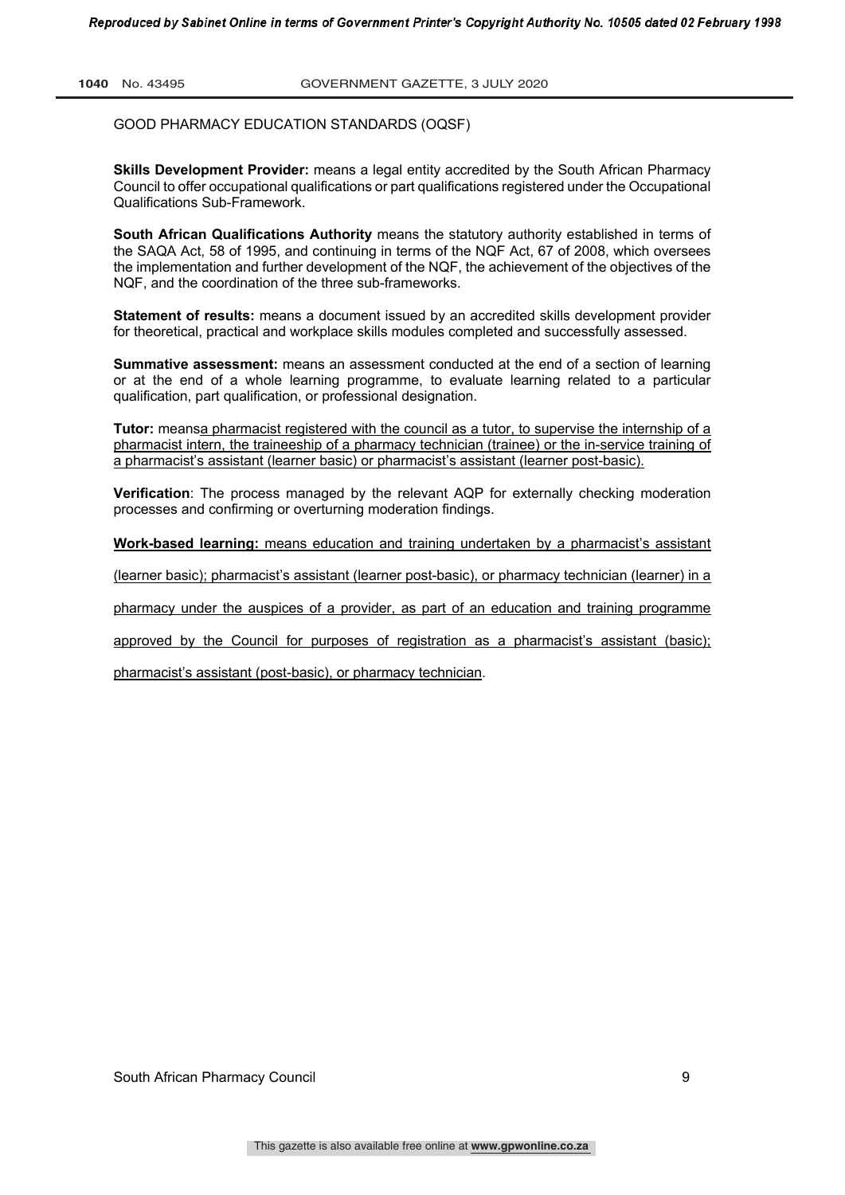GOOD PHARMACY EDUCATION STANDARDS (OQSF)

**Skills Development Provider:** means a legal entity accredited by the South African Pharmacy Council to offer occupational qualifications or part qualifications registered under the Occupational Qualifications Sub-Framework.

**South African Qualifications Authority** means the statutory authority established in terms of the SAQA Act, 58 of 1995, and continuing in terms of the NQF Act, 67 of 2008, which oversees the implementation and further development of the NQF, the achievement of the objectives of the NQF, and the coordination of the three sub-frameworks.

**Statement of results:** means a document issued by an accredited skills development provider for theoretical, practical and workplace skills modules completed and successfully assessed.

**Summative assessment:** means an assessment conducted at the end of a section of learning or at the end of a whole learning programme, to evaluate learning related to a particular qualification, part qualification, or professional designation.

**Tutor:** meansa pharmacist registered with the council as a tutor, to supervise the internship of a pharmacist intern, the traineeship of a pharmacy technician (trainee) or the in-service training of a pharmacist's assistant (learner basic) or pharmacist's assistant (learner post-basic).

**Verification**: The process managed by the relevant AQP for externally checking moderation processes and confirming or overturning moderation findings.

**Work-based learning:** means education and training undertaken by a pharmacist's assistant (learner basic); pharmacist's assistant (learner post-basic), or pharmacy technician (learner) in a pharmacy under the auspices of a provider, as part of an education and training programme approved by the Council for purposes of registration as a pharmacist's assistant (basic); pharmacist's assistant (post-basic), or pharmacy technician.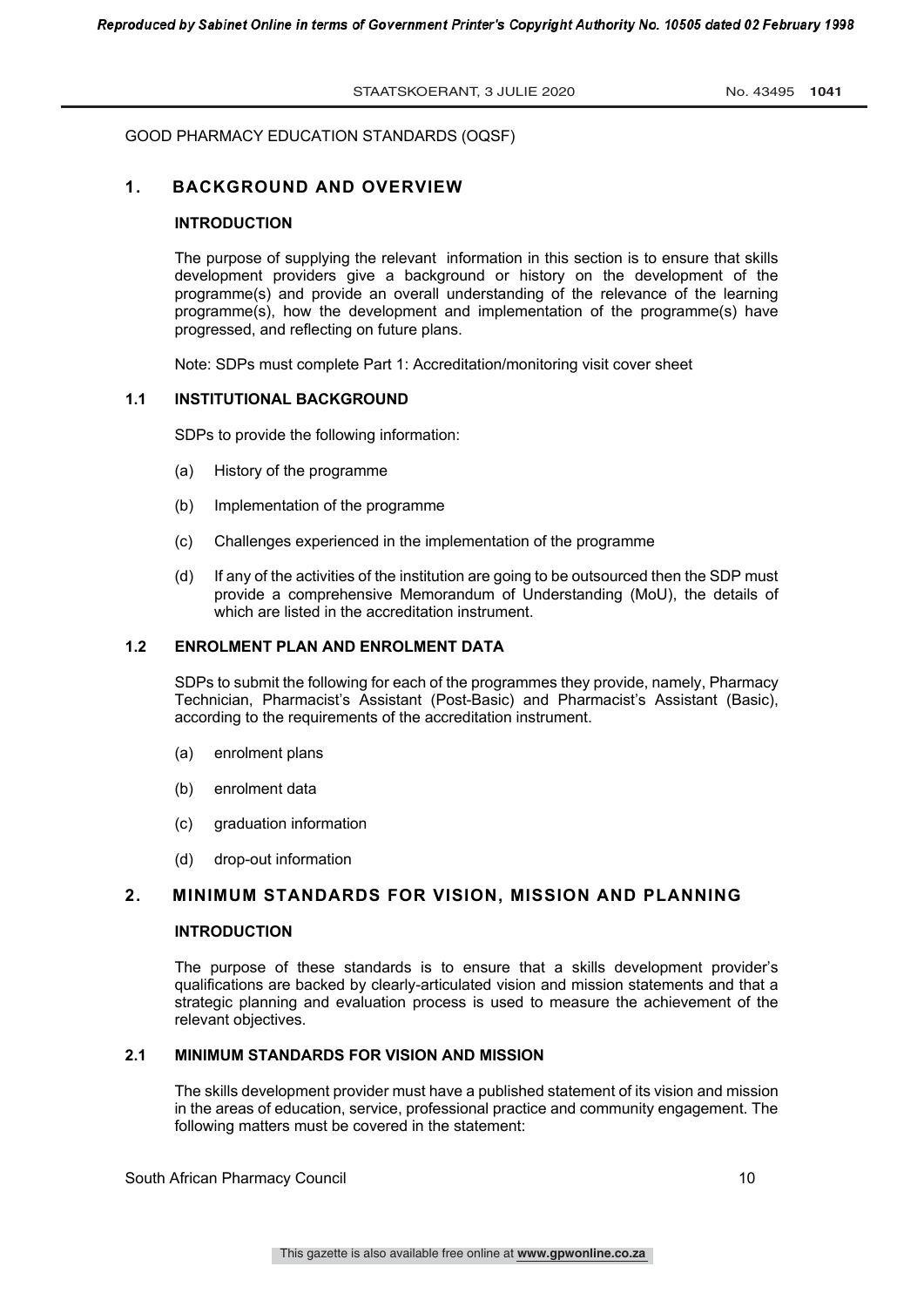GOOD PHARMACY EDUCATION STANDARDS (OQSF)

# 1. BACKGROUND AND OVERVIEW

## INTRODUCTION

The purpose of supplying the relevant information in this section is to ensure that skills development providers give a background or history on the development of the programme(s) and provide an overall understanding of the relevance of the learning programme(s), how the development and implementation of the programme(s) have progressed, and reflecting on future plans.

Note: SDPs must complete Part 1: Accreditation/monitoring visit cover sheet

## 1.1 INSTITUTIONAL BACKGROUND

SDPs to provide the following information:

(a) History of the programme

(b) Implementation of the programme

(c) Challenges experienced in the implementation of the programme

(d) If any of the activities of the institution are going to be outsourced then the SDP must provide a comprehensive Memorandum of Understanding (MoU), the details of which are listed in the accreditation instrument.

## 1.2 ENROLMENT PLAN AND ENROLMENT DATA

SDPs to submit the following for each of the programmes they provide, namely, Pharmacy Technician, Pharmacist's Assistant (Post-Basic) and Pharmacist's Assistant (Basic), according to the requirements of the accreditation instrument.

(a) enrolment plans

(b) enrolment data

(c) graduation information

(d) drop-out information

# 2. MINIMUM STANDARDS FOR VISION, MISSION AND PLANNING

## INTRODUCTION

The purpose of these standards is to ensure that a skills development provider's qualifications are backed by clearly-articulated vision and mission statements and that a strategic planning and evaluation process is used to measure the achievement of the relevant objectives.

## 2.1 MINIMUM STANDARDS FOR VISION AND MISSION

The skills development provider must have a published statement of its vision and mission in the areas of education, service, professional practice and community engagement. The following matters must be covered in the statement: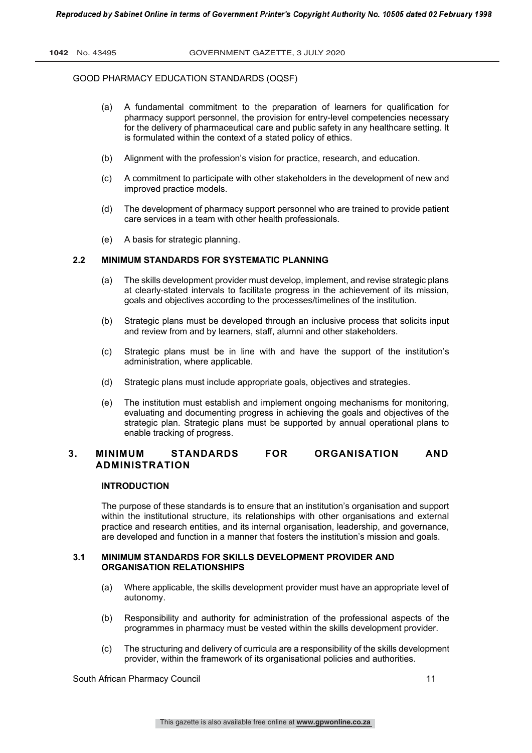GOOD PHARMACY EDUCATION STANDARDS (OQSF)

(a) A fundamental commitment to the preparation of learners for qualification for pharmacy support personnel, the provision for entry-level competencies necessary for the delivery of pharmaceutical care and public safety in any healthcare setting. It is formulated within the context of a stated policy of ethics.

(b) Alignment with the profession's vision for practice, research, and education.

(c) A commitment to participate with other stakeholders in the development of new and improved practice models.

(d) The development of pharmacy support personnel who are trained to provide patient care services in a team with other health professionals.

(e) A basis for strategic planning.

### 2.2 MINIMUM STANDARDS FOR SYSTEMATIC PLANNING

(a) The skills development provider must develop, implement, and revise strategic plans at clearly-stated intervals to facilitate progress in the achievement of its mission, goals and objectives according to the processes/timelines of the institution.

(b) Strategic plans must be developed through an inclusive process that solicits input and review from and by learners, staff, alumni and other stakeholders.

(c) Strategic plans must be in line with and have the support of the institution's administration, where applicable.

(d) Strategic plans must include appropriate goals, objectives and strategies.

(e) The institution must establish and implement ongoing mechanisms for monitoring, evaluating and documenting progress in achieving the goals and objectives of the strategic plan. Strategic plans must be supported by annual operational plans to enable tracking of progress.

## 3. MINIMUM STANDARDS FOR ORGANISATION AND ADMINISTRATION

**INTRODUCTION**

The purpose of these standards is to ensure that an institution's organisation and support within the institutional structure, its relationships with other organisations and external practice and research entities, and its internal organisation, leadership, and governance, are developed and function in a manner that fosters the institution's mission and goals.

### 3.1 MINIMUM STANDARDS FOR SKILLS DEVELOPMENT PROVIDER AND ORGANISATION RELATIONSHIPS

(a) Where applicable, the skills development provider must have an appropriate level of autonomy.

(b) Responsibility and authority for administration of the professional aspects of the programmes in pharmacy must be vested within the skills development provider.

(c) The structuring and delivery of curricula are a responsibility of the skills development provider, within the framework of its organisational policies and authorities.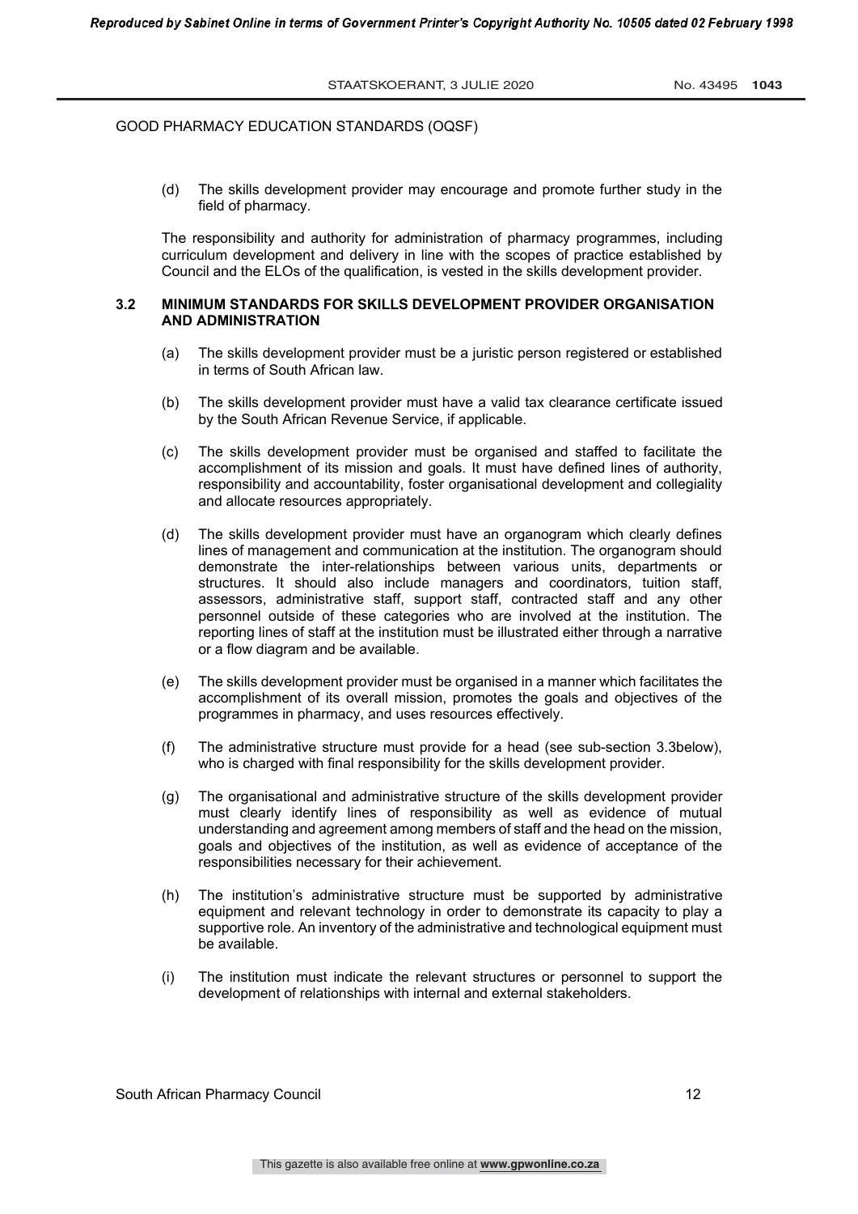(d) The skills development provider may encourage and promote further study in the field of pharmacy.

The responsibility and authority for administration of pharmacy programmes, including curriculum development and delivery in line with the scopes of practice established by Council and the ELOs of the qualification, is vested in the skills development provider.

### 3.2 MINIMUM STANDARDS FOR SKILLS DEVELOPMENT PROVIDER ORGANISATION AND ADMINISTRATION

(a) The skills development provider must be a juristic person registered or established in terms of South African law.

(b) The skills development provider must have a valid tax clearance certificate issued by the South African Revenue Service, if applicable.

(c) The skills development provider must be organised and staffed to facilitate the accomplishment of its mission and goals. It must have defined lines of authority, responsibility and accountability, foster organisational development and collegiality and allocate resources appropriately.

(d) The skills development provider must have an organogram which clearly defines lines of management and communication at the institution. The organogram should demonstrate the inter-relationships between various units, departments or structures. It should also include managers and coordinators, tuition staff, assessors, administrative staff, support staff, contracted staff and any other personnel outside of these categories who are involved at the institution. The reporting lines of staff at the institution must be illustrated either through a narrative or a flow diagram and be available.

(e) The skills development provider must be organised in a manner which facilitates the accomplishment of its overall mission, promotes the goals and objectives of the programmes in pharmacy, and uses resources effectively.

(f) The administrative structure must provide for a head (see sub-section 3.3below), who is charged with final responsibility for the skills development provider.

(g) The organisational and administrative structure of the skills development provider must clearly identify lines of responsibility as well as evidence of mutual understanding and agreement among members of staff and the head on the mission, goals and objectives of the institution, as well as evidence of acceptance of the responsibilities necessary for their achievement.

(h) The institution's administrative structure must be supported by administrative equipment and relevant technology in order to demonstrate its capacity to play a supportive role. An inventory of the administrative and technological equipment must be available.

(i) The institution must indicate the relevant structures or personnel to support the development of relationships with internal and external stakeholders.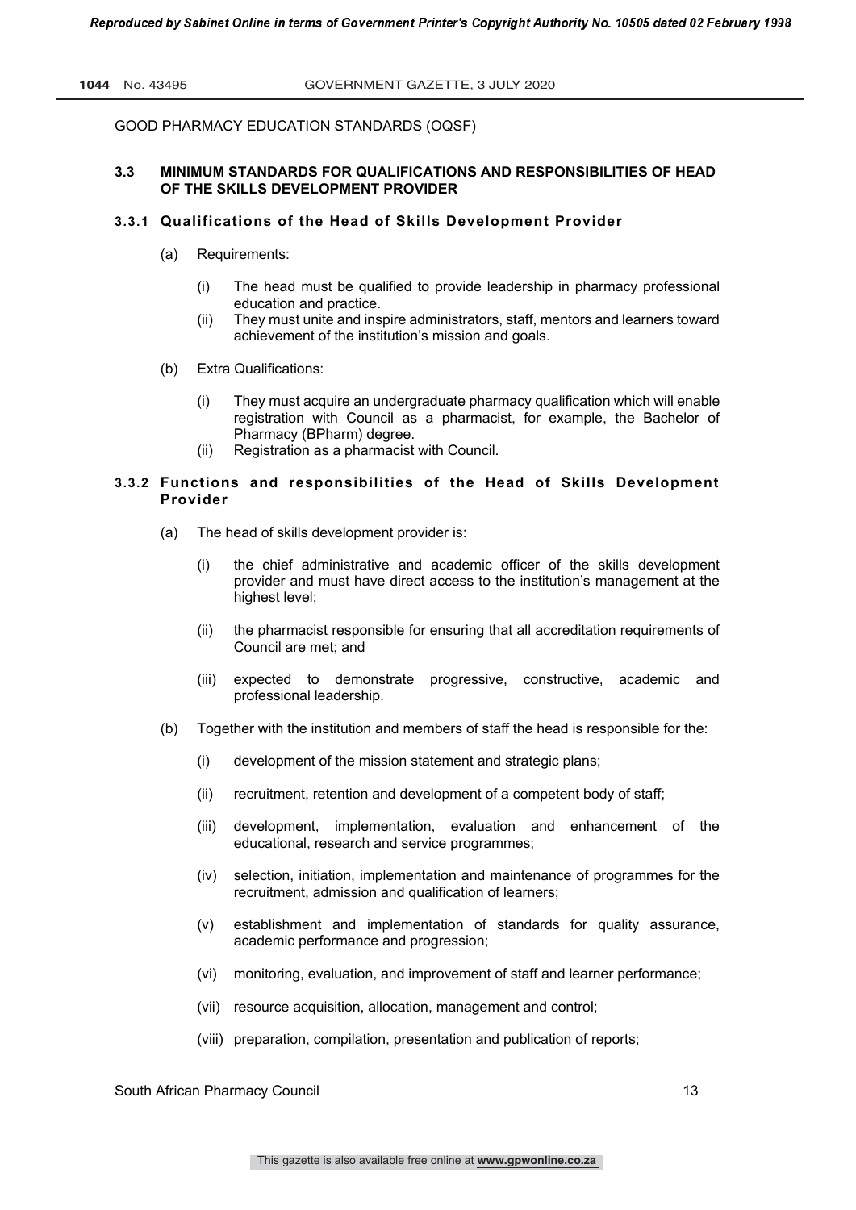GOOD PHARMACY EDUCATION STANDARDS (OQSF)

### 3.3 MINIMUM STANDARDS FOR QUALIFICATIONS AND RESPONSIBILITIES OF HEAD OF THE SKILLS DEVELOPMENT PROVIDER

#### 3.3.1 Qualifications of the Head of Skills Development Provider

(a) Requirements:

(i) The head must be qualified to provide leadership in pharmacy professional education and practice.

(ii) They must unite and inspire administrators, staff, mentors and learners toward achievement of the institution's mission and goals.

(b) Extra Qualifications:

(i) They must acquire an undergraduate pharmacy qualification which will enable registration with Council as a pharmacist, for example, the Bachelor of Pharmacy (BPharm) degree.

(ii) Registration as a pharmacist with Council.

#### 3.3.2 Functions and responsibilities of the Head of Skills Development Provider

(a) The head of skills development provider is:

(i) the chief administrative and academic officer of the skills development provider and must have direct access to the institution's management at the highest level;

(ii) the pharmacist responsible for ensuring that all accreditation requirements of Council are met; and

(iii) expected to demonstrate progressive, constructive, academic and professional leadership.

(b) Together with the institution and members of staff the head is responsible for the:

(i) development of the mission statement and strategic plans;

(ii) recruitment, retention and development of a competent body of staff;

(iii) development, implementation, evaluation and enhancement of the educational, research and service programmes;

(iv) selection, initiation, implementation and maintenance of programmes for the recruitment, admission and qualification of learners;

(v) establishment and implementation of standards for quality assurance, academic performance and progression;

(vi) monitoring, evaluation, and improvement of staff and learner performance;

(vii) resource acquisition, allocation, management and control;

(viii) preparation, compilation, presentation and publication of reports;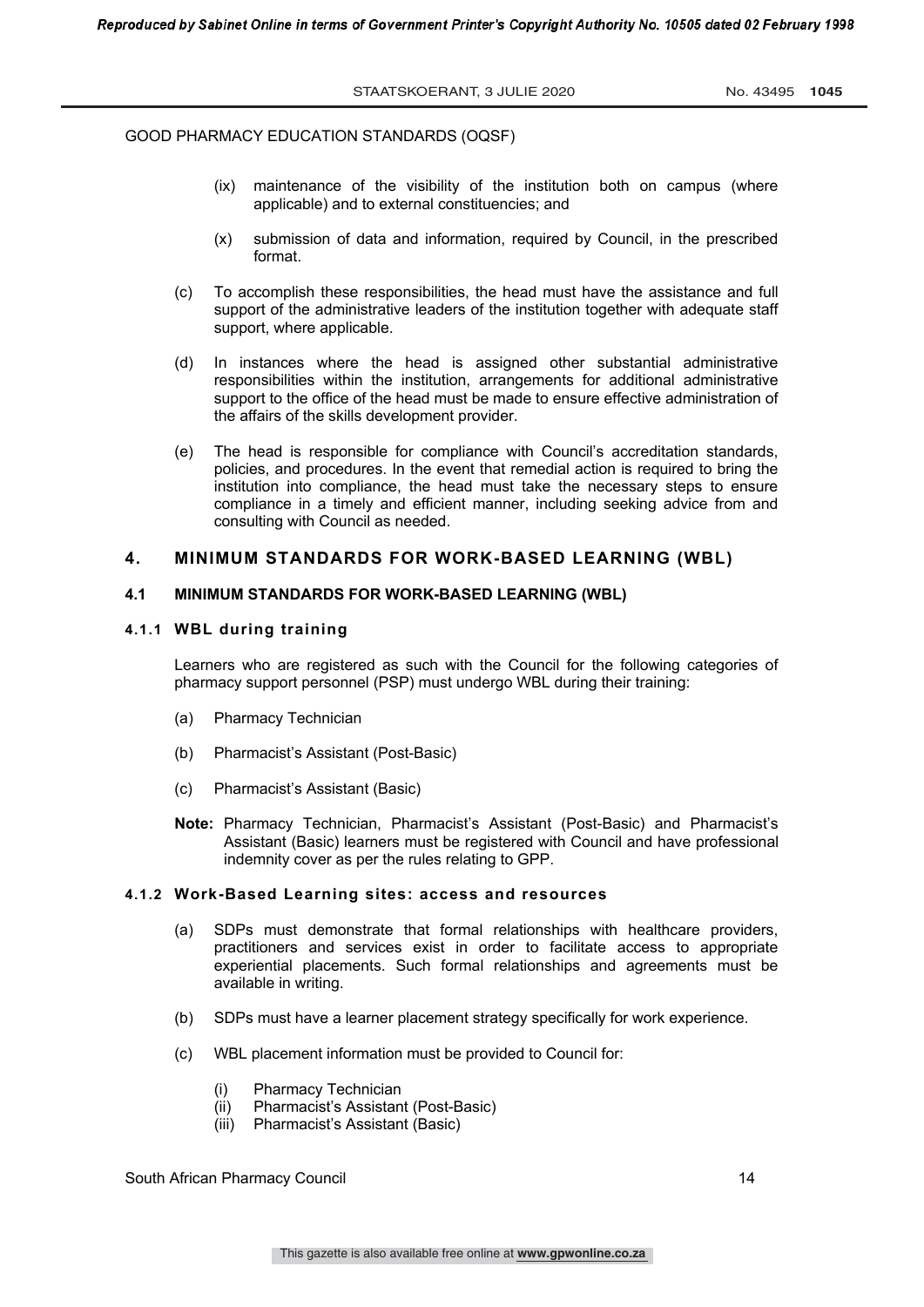GOOD PHARMACY EDUCATION STANDARDS (OQSF)

- (ix) maintenance of the visibility of the institution both on campus (where applicable) and to external constituencies; and
- (x) submission of data and information, required by Council, in the prescribed format.

(c) To accomplish these responsibilities, the head must have the assistance and full support of the administrative leaders of the institution together with adequate staff support, where applicable.

(d) In instances where the head is assigned other substantial administrative responsibilities within the institution, arrangements for additional administrative support to the office of the head must be made to ensure effective administration of the affairs of the skills development provider.

(e) The head is responsible for compliance with Council's accreditation standards, policies, and procedures. In the event that remedial action is required to bring the institution into compliance, the head must take the necessary steps to ensure compliance in a timely and efficient manner, including seeking advice from and consulting with Council as needed.

## 4. MINIMUM STANDARDS FOR WORK-BASED LEARNING (WBL)

### 4.1 MINIMUM STANDARDS FOR WORK-BASED LEARNING (WBL)

#### 4.1.1 WBL during training

Learners who are registered as such with the Council for the following categories of pharmacy support personnel (PSP) must undergo WBL during their training:

(a) Pharmacy Technician

(b) Pharmacist's Assistant (Post-Basic)

(c) Pharmacist's Assistant (Basic)

**Note:** Pharmacy Technician, Pharmacist's Assistant (Post-Basic) and Pharmacist's Assistant (Basic) learners must be registered with Council and have professional indemnity cover as per the rules relating to GPP.

#### 4.1.2 Work-Based Learning sites: access and resources

(a) SDPs must demonstrate that formal relationships with healthcare providers, practitioners and services exist in order to facilitate access to appropriate experiential placements. Such formal relationships and agreements must be available in writing.

(b) SDPs must have a learner placement strategy specifically for work experience.

(c) WBL placement information must be provided to Council for:

- (i) Pharmacy Technician
- (ii) Pharmacist's Assistant (Post-Basic)
- (iii) Pharmacist's Assistant (Basic)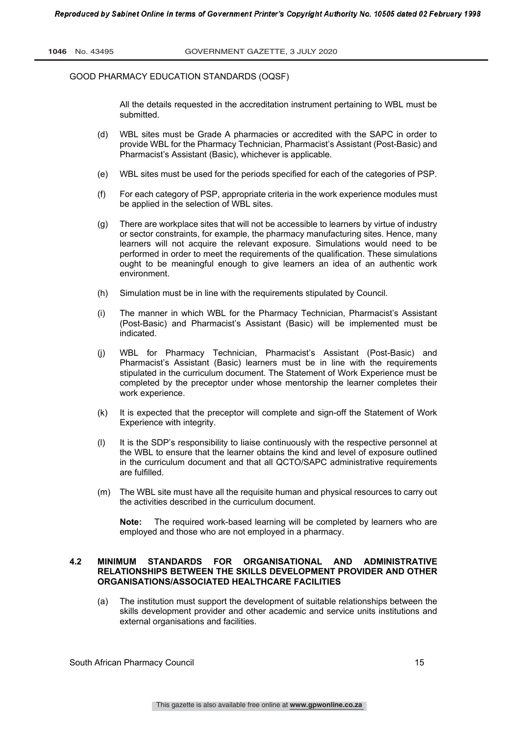All the details requested in the accreditation instrument pertaining to WBL must be submitted.

(d) WBL sites must be Grade A pharmacies or accredited with the SAPC in order to provide WBL for the Pharmacy Technician, Pharmacist's Assistant (Post-Basic) and Pharmacist's Assistant (Basic), whichever is applicable.

(e) WBL sites must be used for the periods specified for each of the categories of PSP.

(f) For each category of PSP, appropriate criteria in the work experience modules must be applied in the selection of WBL sites.

(g) There are workplace sites that will not be accessible to learners by virtue of industry or sector constraints, for example, the pharmacy manufacturing sites. Hence, many learners will not acquire the relevant exposure. Simulations would need to be performed in order to meet the requirements of the qualification. These simulations ought to be meaningful enough to give learners an idea of an authentic work environment.

(h) Simulation must be in line with the requirements stipulated by Council.

(i) The manner in which WBL for the Pharmacy Technician, Pharmacist's Assistant (Post-Basic) and Pharmacist's Assistant (Basic) will be implemented must be indicated.

(j) WBL for Pharmacy Technician, Pharmacist's Assistant (Post-Basic) and Pharmacist's Assistant (Basic) learners must be in line with the requirements stipulated in the curriculum document. The Statement of Work Experience must be completed by the preceptor under whose mentorship the learner completes their work experience.

(k) It is expected that the preceptor will complete and sign-off the Statement of Work Experience with integrity.

(l) It is the SDP's responsibility to liaise continuously with the respective personnel at the WBL to ensure that the learner obtains the kind and level of exposure outlined in the curriculum document and that all QCTO/SAPC administrative requirements are fulfilled.

(m) The WBL site must have all the requisite human and physical resources to carry out the activities described in the curriculum document.

**Note:** The required work-based learning will be completed by learners who are employed and those who are not employed in a pharmacy.

### 4.2 MINIMUM STANDARDS FOR ORGANISATIONAL AND ADMINISTRATIVE RELATIONSHIPS BETWEEN THE SKILLS DEVELOPMENT PROVIDER AND OTHER ORGANISATIONS/ASSOCIATED HEALTHCARE FACILITIES

(a) The institution must support the development of suitable relationships between the skills development provider and other academic and service units institutions and external organisations and facilities.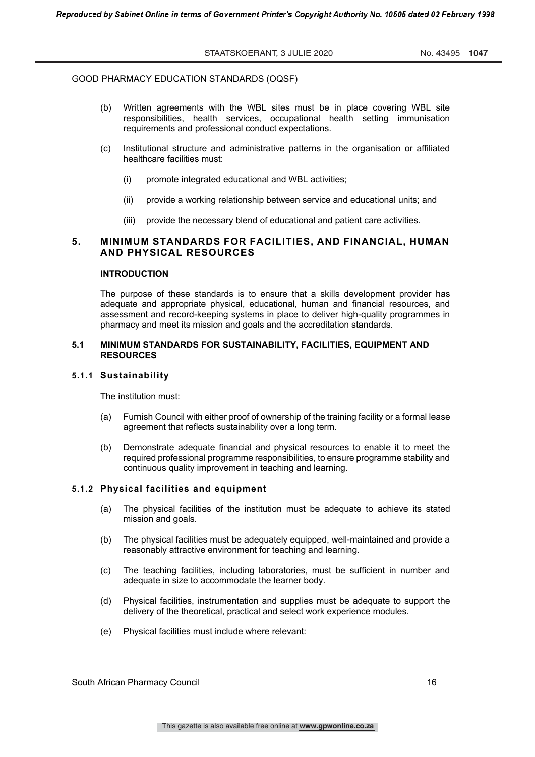(b) Written agreements with the WBL sites must be in place covering WBL site responsibilities, health services, occupational health setting immunisation requirements and professional conduct expectations.

(c) Institutional structure and administrative patterns in the organisation or affiliated healthcare facilities must:

   (i) promote integrated educational and WBL activities;

   (ii) provide a working relationship between service and educational units; and

   (iii) provide the necessary blend of educational and patient care activities.

## 5. MINIMUM STANDARDS FOR FACILITIES, AND FINANCIAL, HUMAN AND PHYSICAL RESOURCES

### INTRODUCTION

The purpose of these standards is to ensure that a skills development provider has adequate and appropriate physical, educational, human and financial resources, and assessment and record-keeping systems in place to deliver high-quality programmes in pharmacy and meet its mission and goals and the accreditation standards.

### 5.1 MINIMUM STANDARDS FOR SUSTAINABILITY, FACILITIES, EQUIPMENT AND RESOURCES

#### 5.1.1 Sustainability

The institution must:

(a) Furnish Council with either proof of ownership of the training facility or a formal lease agreement that reflects sustainability over a long term.

(b) Demonstrate adequate financial and physical resources to enable it to meet the required professional programme responsibilities, to ensure programme stability and continuous quality improvement in teaching and learning.

#### 5.1.2 Physical facilities and equipment

(a) The physical facilities of the institution must be adequate to achieve its stated mission and goals.

(b) The physical facilities must be adequately equipped, well-maintained and provide a reasonably attractive environment for teaching and learning.

(c) The teaching facilities, including laboratories, must be sufficient in number and adequate in size to accommodate the learner body.

(d) Physical facilities, instrumentation and supplies must be adequate to support the delivery of the theoretical, practical and select work experience modules.

(e) Physical facilities must include where relevant: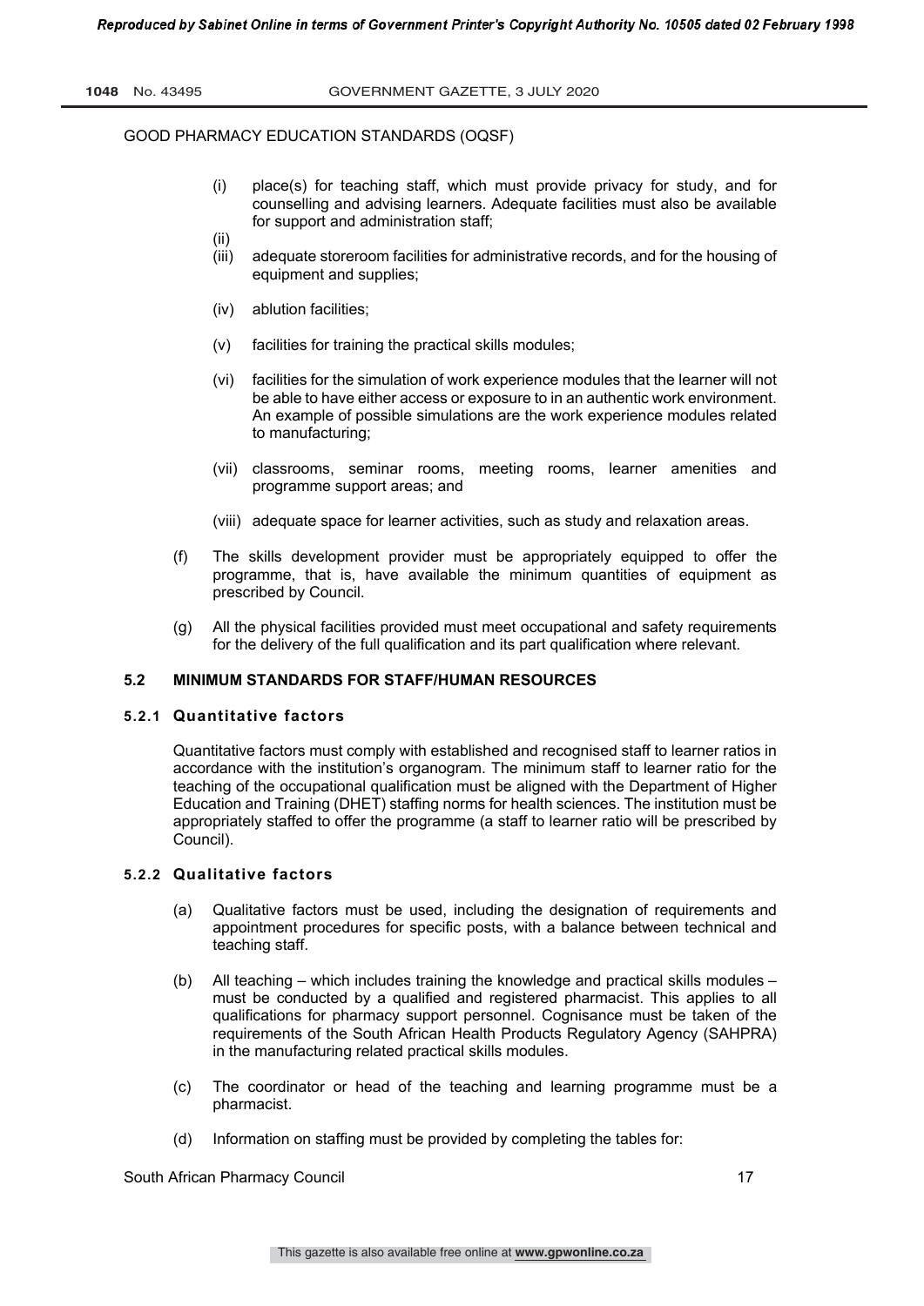GOOD PHARMACY EDUCATION STANDARDS (OQSF)

(i) place(s) for teaching staff, which must provide privacy for study, and for counselling and advising learners. Adequate facilities must also be available for support and administration staff;

(ii)

(iii) adequate storeroom facilities for administrative records, and for the housing of equipment and supplies;

(iv) ablution facilities;

(v) facilities for training the practical skills modules;

(vi) facilities for the simulation of work experience modules that the learner will not be able to have either access or exposure to in an authentic work environment. An example of possible simulations are the work experience modules related to manufacturing;

(vii) classrooms, seminar rooms, meeting rooms, learner amenities and programme support areas; and

(viii) adequate space for learner activities, such as study and relaxation areas.

(f) The skills development provider must be appropriately equipped to offer the programme, that is, have available the minimum quantities of equipment as prescribed by Council.

(g) All the physical facilities provided must meet occupational and safety requirements for the delivery of the full qualification and its part qualification where relevant.

## 5.2 MINIMUM STANDARDS FOR STAFF/HUMAN RESOURCES

### 5.2.1 Quantitative factors

Quantitative factors must comply with established and recognised staff to learner ratios in accordance with the institution's organogram. The minimum staff to learner ratio for the teaching of the occupational qualification must be aligned with the Department of Higher Education and Training (DHET) staffing norms for health sciences. The institution must be appropriately staffed to offer the programme (a staff to learner ratio will be prescribed by Council).

### 5.2.2 Qualitative factors

(a) Qualitative factors must be used, including the designation of requirements and appointment procedures for specific posts, with a balance between technical and teaching staff.

(b) All teaching – which includes training the knowledge and practical skills modules – must be conducted by a qualified and registered pharmacist. This applies to all qualifications for pharmacy support personnel. Cognisance must be taken of the requirements of the South African Health Products Regulatory Agency (SAHPRA) in the manufacturing related practical skills modules.

(c) The coordinator or head of the teaching and learning programme must be a pharmacist.

(d) Information on staffing must be provided by completing the tables for: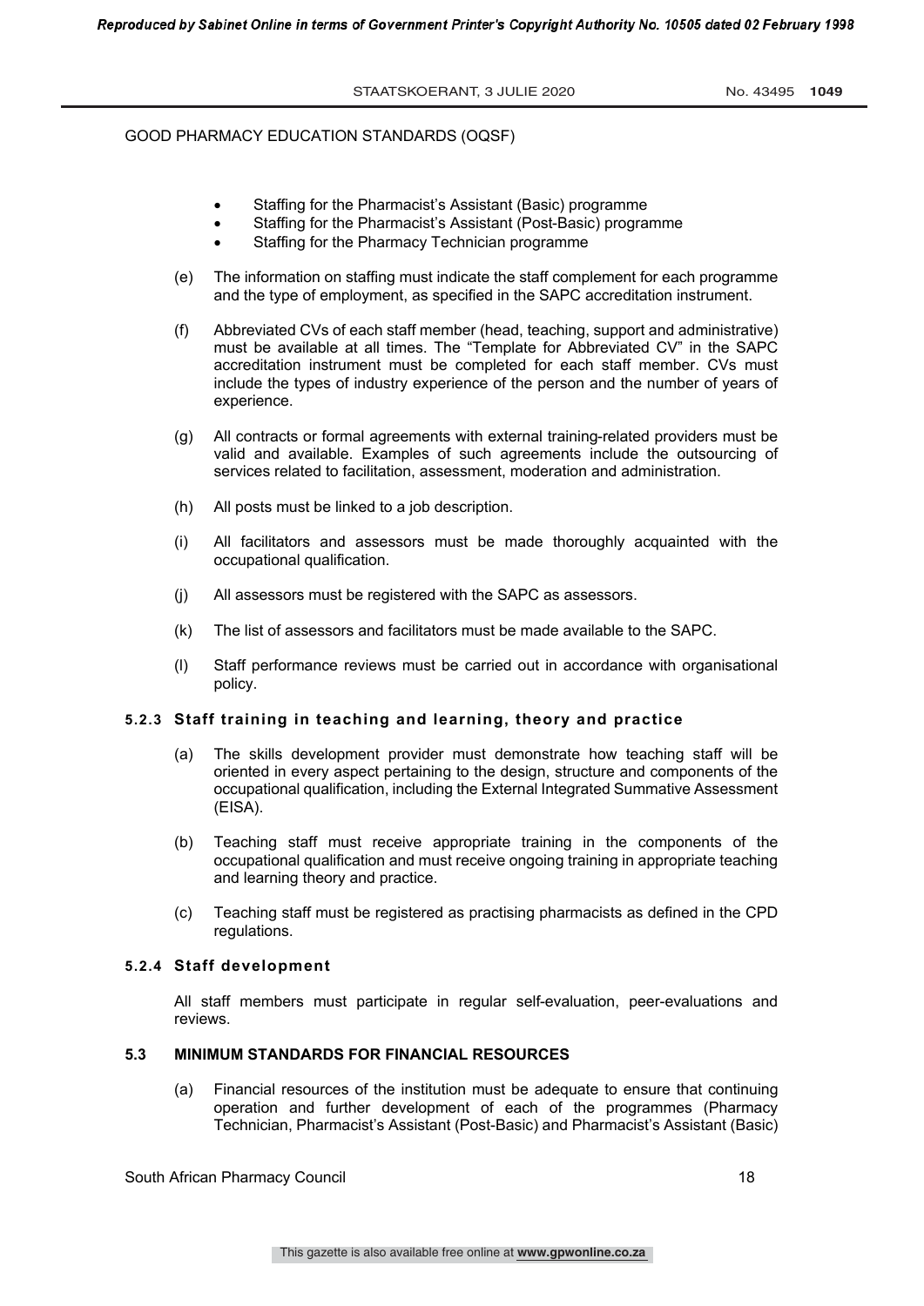- Staffing for the Pharmacist's Assistant (Basic) programme
- Staffing for the Pharmacist's Assistant (Post-Basic) programme
- Staffing for the Pharmacy Technician programme

(e) The information on staffing must indicate the staff complement for each programme and the type of employment, as specified in the SAPC accreditation instrument.

(f) Abbreviated CVs of each staff member (head, teaching, support and administrative) must be available at all times. The "Template for Abbreviated CV" in the SAPC accreditation instrument must be completed for each staff member. CVs must include the types of industry experience of the person and the number of years of experience.

(g) All contracts or formal agreements with external training-related providers must be valid and available. Examples of such agreements include the outsourcing of services related to facilitation, assessment, moderation and administration.

(h) All posts must be linked to a job description.

(i) All facilitators and assessors must be made thoroughly acquainted with the occupational qualification.

(j) All assessors must be registered with the SAPC as assessors.

(k) The list of assessors and facilitators must be made available to the SAPC.

(l) Staff performance reviews must be carried out in accordance with organisational policy.

#### 5.2.3 Staff training in teaching and learning, theory and practice

(a) The skills development provider must demonstrate how teaching staff will be oriented in every aspect pertaining to the design, structure and components of the occupational qualification, including the External Integrated Summative Assessment (EISA).

(b) Teaching staff must receive appropriate training in the components of the occupational qualification and must receive ongoing training in appropriate teaching and learning theory and practice.

(c) Teaching staff must be registered as practising pharmacists as defined in the CPD regulations.

#### 5.2.4 Staff development

All staff members must participate in regular self-evaluation, peer-evaluations and reviews.

### 5.3 MINIMUM STANDARDS FOR FINANCIAL RESOURCES

(a) Financial resources of the institution must be adequate to ensure that continuing operation and further development of each of the programmes (Pharmacy Technician, Pharmacist's Assistant (Post-Basic) and Pharmacist's Assistant (Basic)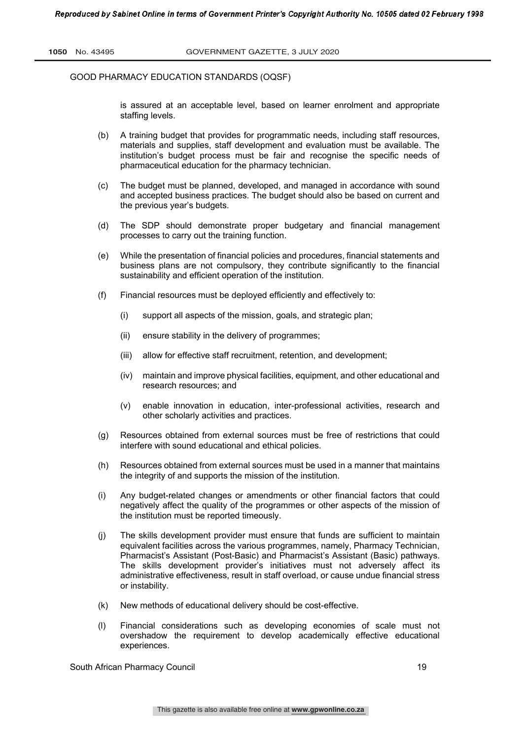is assured at an acceptable level, based on learner enrolment and appropriate staffing levels.

(b) A training budget that provides for programmatic needs, including staff resources, materials and supplies, staff development and evaluation must be available. The institution's budget process must be fair and recognise the specific needs of pharmaceutical education for the pharmacy technician.

(c) The budget must be planned, developed, and managed in accordance with sound and accepted business practices. The budget should also be based on current and the previous year's budgets.

(d) The SDP should demonstrate proper budgetary and financial management processes to carry out the training function.

(e) While the presentation of financial policies and procedures, financial statements and business plans are not compulsory, they contribute significantly to the financial sustainability and efficient operation of the institution.

(f) Financial resources must be deployed efficiently and effectively to:

  (i) support all aspects of the mission, goals, and strategic plan;

  (ii) ensure stability in the delivery of programmes;

  (iii) allow for effective staff recruitment, retention, and development;

  (iv) maintain and improve physical facilities, equipment, and other educational and research resources; and

  (v) enable innovation in education, inter-professional activities, research and other scholarly activities and practices.

(g) Resources obtained from external sources must be free of restrictions that could interfere with sound educational and ethical policies.

(h) Resources obtained from external sources must be used in a manner that maintains the integrity of and supports the mission of the institution.

(i) Any budget-related changes or amendments or other financial factors that could negatively affect the quality of the programmes or other aspects of the mission of the institution must be reported timeously.

(j) The skills development provider must ensure that funds are sufficient to maintain equivalent facilities across the various programmes, namely, Pharmacy Technician, Pharmacist's Assistant (Post-Basic) and Pharmacist's Assistant (Basic) pathways. The skills development provider's initiatives must not adversely affect its administrative effectiveness, result in staff overload, or cause undue financial stress or instability.

(k) New methods of educational delivery should be cost-effective.

(l) Financial considerations such as developing economies of scale must not overshadow the requirement to develop academically effective educational experiences.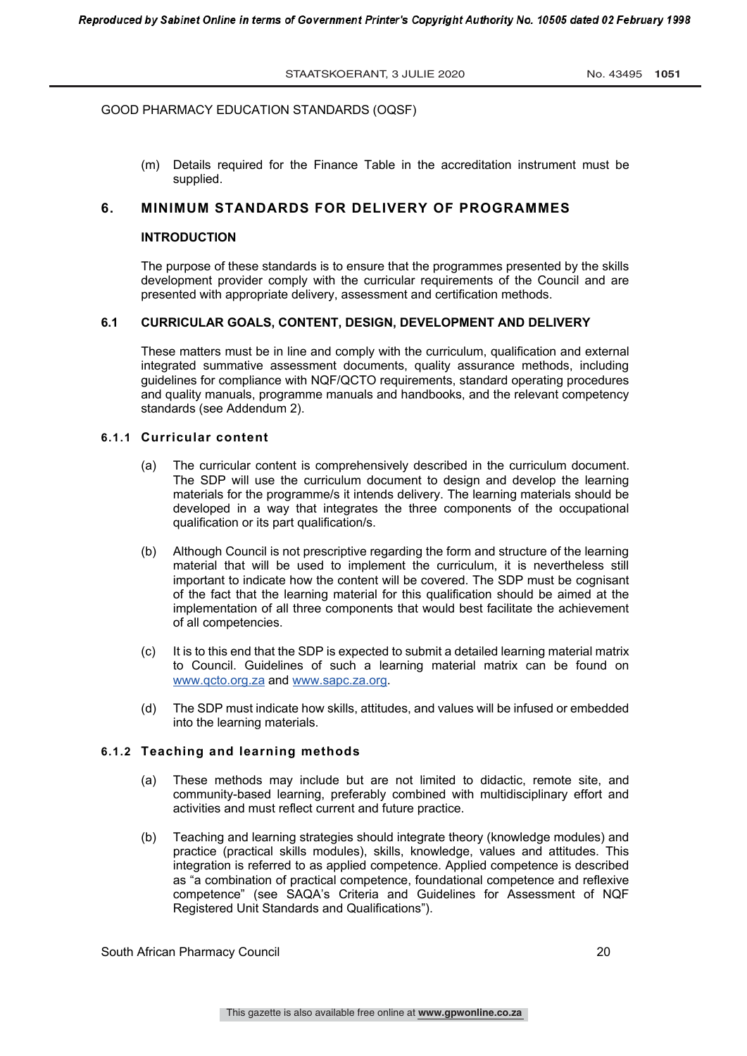(m) Details required for the Finance Table in the accreditation instrument must be supplied.

## 6. MINIMUM STANDARDS FOR DELIVERY OF PROGRAMMES

### INTRODUCTION

The purpose of these standards is to ensure that the programmes presented by the skills development provider comply with the curricular requirements of the Council and are presented with appropriate delivery, assessment and certification methods.

### 6.1 CURRICULAR GOALS, CONTENT, DESIGN, DEVELOPMENT AND DELIVERY

These matters must be in line and comply with the curriculum, qualification and external integrated summative assessment documents, quality assurance methods, including guidelines for compliance with NQF/QCTO requirements, standard operating procedures and quality manuals, programme manuals and handbooks, and the relevant competency standards (see Addendum 2).

#### 6.1.1 Curricular content

(a) The curricular content is comprehensively described in the curriculum document. The SDP will use the curriculum document to design and develop the learning materials for the programme/s it intends delivery. The learning materials should be developed in a way that integrates the three components of the occupational qualification or its part qualification/s.

(b) Although Council is not prescriptive regarding the form and structure of the learning material that will be used to implement the curriculum, it is nevertheless still important to indicate how the content will be covered. The SDP must be cognisant of the fact that the learning material for this qualification should be aimed at the implementation of all three components that would best facilitate the achievement of all competencies.

(c) It is to this end that the SDP is expected to submit a detailed learning material matrix to Council. Guidelines of such a learning material matrix can be found on www.qcto.org.za and www.sapc.za.org.

(d) The SDP must indicate how skills, attitudes, and values will be infused or embedded into the learning materials.

#### 6.1.2 Teaching and learning methods

(a) These methods may include but are not limited to didactic, remote site, and community-based learning, preferably combined with multidisciplinary effort and activities and must reflect current and future practice.

(b) Teaching and learning strategies should integrate theory (knowledge modules) and practice (practical skills modules), skills, knowledge, values and attitudes. This integration is referred to as applied competence. Applied competence is described as "a combination of practical competence, foundational competence and reflexive competence" (see SAQA's Criteria and Guidelines for Assessment of NQF Registered Unit Standards and Qualifications").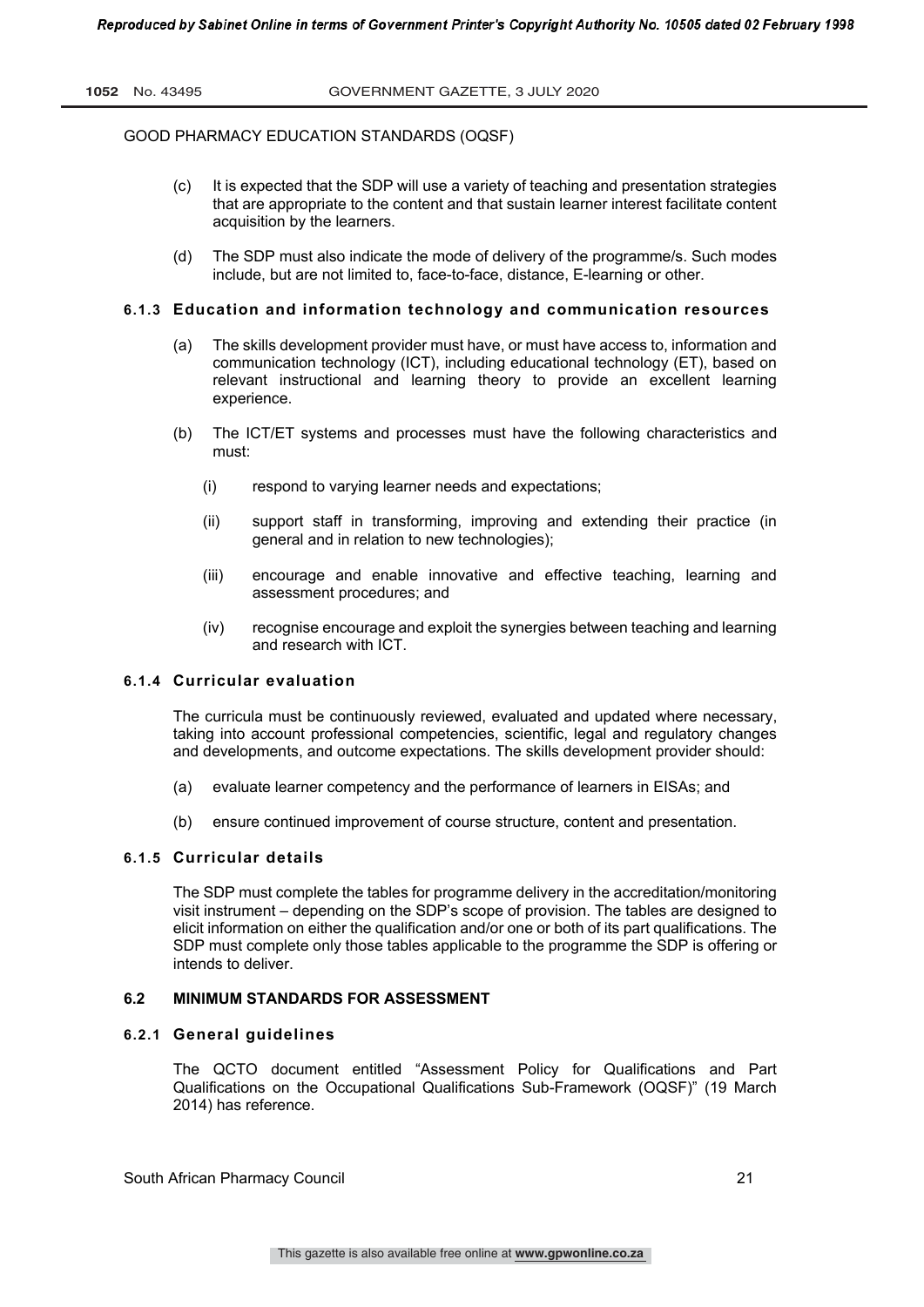GOOD PHARMACY EDUCATION STANDARDS (OQSF)

(c) It is expected that the SDP will use a variety of teaching and presentation strategies that are appropriate to the content and that sustain learner interest facilitate content acquisition by the learners.

(d) The SDP must also indicate the mode of delivery of the programme/s. Such modes include, but are not limited to, face-to-face, distance, E-learning or other.

#### 6.1.3 Education and information technology and communication resources

(a) The skills development provider must have, or must have access to, information and communication technology (ICT), including educational technology (ET), based on relevant instructional and learning theory to provide an excellent learning experience.

(b) The ICT/ET systems and processes must have the following characteristics and must:

(i) respond to varying learner needs and expectations;

(ii) support staff in transforming, improving and extending their practice (in general and in relation to new technologies);

(iii) encourage and enable innovative and effective teaching, learning and assessment procedures; and

(iv) recognise encourage and exploit the synergies between teaching and learning and research with ICT.

#### 6.1.4 Curricular evaluation

The curricula must be continuously reviewed, evaluated and updated where necessary, taking into account professional competencies, scientific, legal and regulatory changes and developments, and outcome expectations. The skills development provider should:

(a) evaluate learner competency and the performance of learners in EISAs; and

(b) ensure continued improvement of course structure, content and presentation.

#### 6.1.5 Curricular details

The SDP must complete the tables for programme delivery in the accreditation/monitoring visit instrument – depending on the SDP's scope of provision. The tables are designed to elicit information on either the qualification and/or one or both of its part qualifications. The SDP must complete only those tables applicable to the programme the SDP is offering or intends to deliver.

### 6.2 MINIMUM STANDARDS FOR ASSESSMENT

#### 6.2.1 General guidelines

The QCTO document entitled "Assessment Policy for Qualifications and Part Qualifications on the Occupational Qualifications Sub-Framework (OQSF)" (19 March 2014) has reference.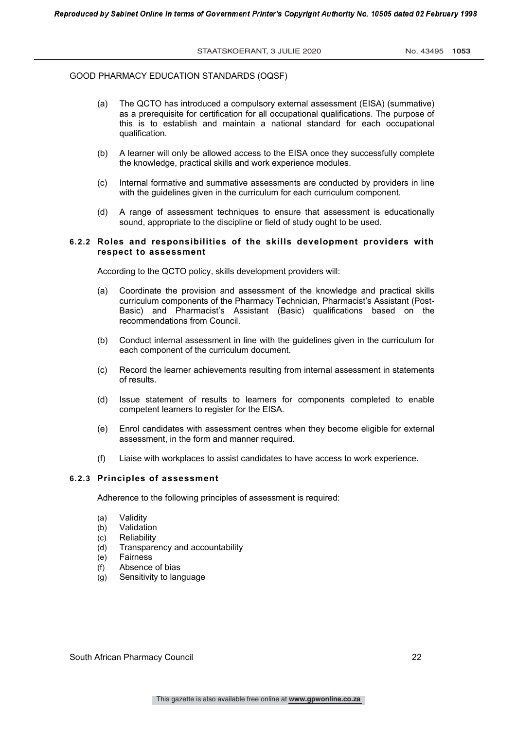GOOD PHARMACY EDUCATION STANDARDS (OQSF)

(a) The QCTO has introduced a compulsory external assessment (EISA) (summative) as a prerequisite for certification for all occupational qualifications. The purpose of this is to establish and maintain a national standard for each occupational qualification.

(b) A learner will only be allowed access to the EISA once they successfully complete the knowledge, practical skills and work experience modules.

(c) Internal formative and summative assessments are conducted by providers in line with the guidelines given in the curriculum for each curriculum component.

(d) A range of assessment techniques to ensure that assessment is educationally sound, appropriate to the discipline or field of study ought to be used.

#### 6.2.2 Roles and responsibilities of the skills development providers with respect to assessment

According to the QCTO policy, skills development providers will:

(a) Coordinate the provision and assessment of the knowledge and practical skills curriculum components of the Pharmacy Technician, Pharmacist's Assistant (Post-Basic) and Pharmacist's Assistant (Basic) qualifications based on the recommendations from Council.

(b) Conduct internal assessment in line with the guidelines given in the curriculum for each component of the curriculum document.

(c) Record the learner achievements resulting from internal assessment in statements of results.

(d) Issue statement of results to learners for components completed to enable competent learners to register for the EISA.

(e) Enrol candidates with assessment centres when they become eligible for external assessment, in the form and manner required.

(f) Liaise with workplaces to assist candidates to have access to work experience.

#### 6.2.3 Principles of assessment

Adherence to the following principles of assessment is required:

(a) Validity
(b) Validation
(c) Reliability
(d) Transparency and accountability
(e) Fairness
(f) Absence of bias
(g) Sensitivity to language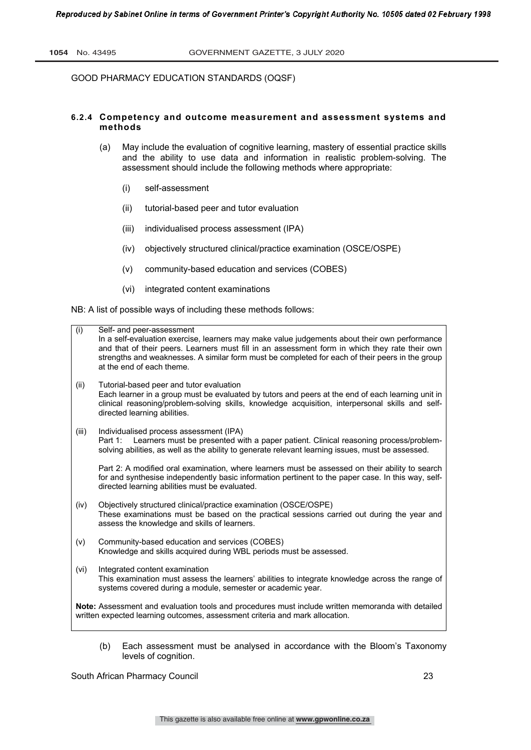GOOD PHARMACY EDUCATION STANDARDS (OQSF)

#### 6.2.4 Competency and outcome measurement and assessment systems and methods

(a) May include the evaluation of cognitive learning, mastery of essential practice skills and the ability to use data and information in realistic problem-solving. The assessment should include the following methods where appropriate:

   (i) self-assessment

   (ii) tutorial-based peer and tutor evaluation

   (iii) individualised process assessment (IPA)

   (iv) objectively structured clinical/practice examination (OSCE/OSPE)

   (v) community-based education and services (COBES)

   (vi) integrated content examinations

NB: A list of possible ways of including these methods follows:

(i) Self- and peer-assessment
In a self-evaluation exercise, learners may make value judgements about their own performance and that of their peers. Learners must fill in an assessment form in which they rate their own strengths and weaknesses. A similar form must be completed for each of their peers in the group at the end of each theme.

(ii) Tutorial-based peer and tutor evaluation
Each learner in a group must be evaluated by tutors and peers at the end of each learning unit in clinical reasoning/problem-solving skills, knowledge acquisition, interpersonal skills and self-directed learning abilities.

(iii) Individualised process assessment (IPA)
Part 1: Learners must be presented with a paper patient. Clinical reasoning process/problem-solving abilities, as well as the ability to generate relevant learning issues, must be assessed.

Part 2: A modified oral examination, where learners must be assessed on their ability to search for and synthesise independently basic information pertinent to the paper case. In this way, self-directed learning abilities must be evaluated.

(iv) Objectively structured clinical/practice examination (OSCE/OSPE)
These examinations must be based on the practical sessions carried out during the year and assess the knowledge and skills of learners.

(v) Community-based education and services (COBES)
Knowledge and skills acquired during WBL periods must be assessed.

(vi) Integrated content examination
This examination must assess the learners' abilities to integrate knowledge across the range of systems covered during a module, semester or academic year.

**Note:** Assessment and evaluation tools and procedures must include written memoranda with detailed written expected learning outcomes, assessment criteria and mark allocation.

(b) Each assessment must be analysed in accordance with the Bloom's Taxonomy levels of cognition.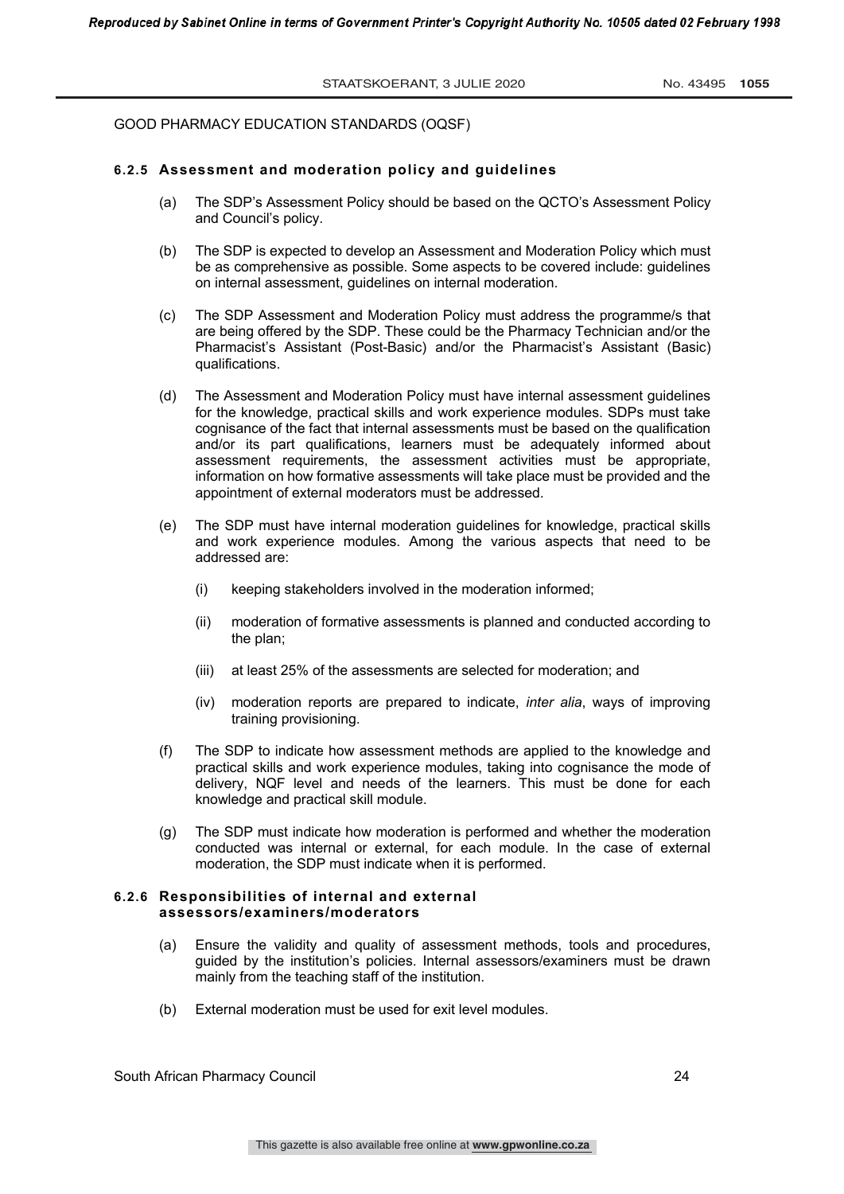### 6.2.5 Assessment and moderation policy and guidelines

(a) The SDP's Assessment Policy should be based on the QCTO's Assessment Policy and Council's policy.

(b) The SDP is expected to develop an Assessment and Moderation Policy which must be as comprehensive as possible. Some aspects to be covered include: guidelines on internal assessment, guidelines on internal moderation.

(c) The SDP Assessment and Moderation Policy must address the programme/s that are being offered by the SDP. These could be the Pharmacy Technician and/or the Pharmacist's Assistant (Post-Basic) and/or the Pharmacist's Assistant (Basic) qualifications.

(d) The Assessment and Moderation Policy must have internal assessment guidelines for the knowledge, practical skills and work experience modules. SDPs must take cognisance of the fact that internal assessments must be based on the qualification and/or its part qualifications, learners must be adequately informed about assessment requirements, the assessment activities must be appropriate, information on how formative assessments will take place must be provided and the appointment of external moderators must be addressed.

(e) The SDP must have internal moderation guidelines for knowledge, practical skills and work experience modules. Among the various aspects that need to be addressed are:

   (i) keeping stakeholders involved in the moderation informed;

   (ii) moderation of formative assessments is planned and conducted according to the plan;

   (iii) at least 25% of the assessments are selected for moderation; and

   (iv) moderation reports are prepared to indicate, *inter alia*, ways of improving training provisioning.

(f) The SDP to indicate how assessment methods are applied to the knowledge and practical skills and work experience modules, taking into cognisance the mode of delivery, NQF level and needs of the learners. This must be done for each knowledge and practical skill module.

(g) The SDP must indicate how moderation is performed and whether the moderation conducted was internal or external, for each module. In the case of external moderation, the SDP must indicate when it is performed.

### 6.2.6 Responsibilities of internal and external assessors/examiners/moderators

(a) Ensure the validity and quality of assessment methods, tools and procedures, guided by the institution's policies. Internal assessors/examiners must be drawn mainly from the teaching staff of the institution.

(b) External moderation must be used for exit level modules.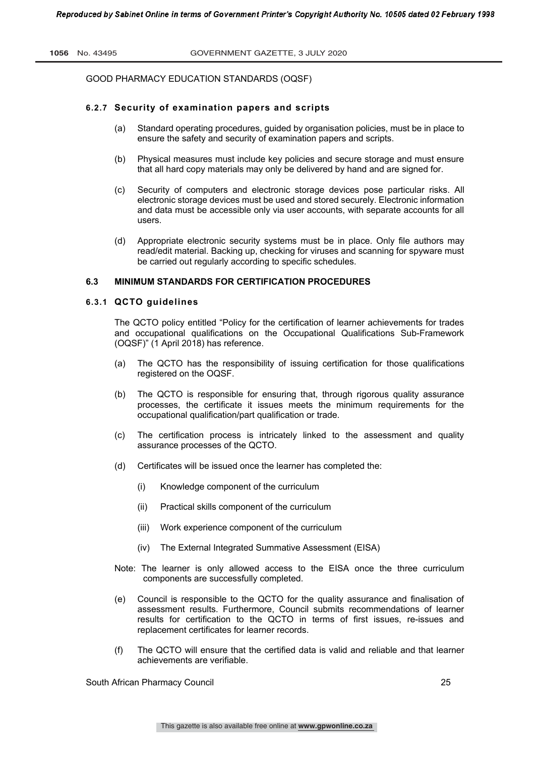GOOD PHARMACY EDUCATION STANDARDS (OQSF)

#### 6.2.7 Security of examination papers and scripts

(a) Standard operating procedures, guided by organisation policies, must be in place to ensure the safety and security of examination papers and scripts.

(b) Physical measures must include key policies and secure storage and must ensure that all hard copy materials may only be delivered by hand and are signed for.

(c) Security of computers and electronic storage devices pose particular risks. All electronic storage devices must be used and stored securely. Electronic information and data must be accessible only via user accounts, with separate accounts for all users.

(d) Appropriate electronic security systems must be in place. Only file authors may read/edit material. Backing up, checking for viruses and scanning for spyware must be carried out regularly according to specific schedules.

### 6.3 MINIMUM STANDARDS FOR CERTIFICATION PROCEDURES

#### 6.3.1 QCTO guidelines

The QCTO policy entitled "Policy for the certification of learner achievements for trades and occupational qualifications on the Occupational Qualifications Sub-Framework (OQSF)" (1 April 2018) has reference.

(a) The QCTO has the responsibility of issuing certification for those qualifications registered on the OQSF.

(b) The QCTO is responsible for ensuring that, through rigorous quality assurance processes, the certificate it issues meets the minimum requirements for the occupational qualification/part qualification or trade.

(c) The certification process is intricately linked to the assessment and quality assurance processes of the QCTO.

(d) Certificates will be issued once the learner has completed the:

   (i) Knowledge component of the curriculum

   (ii) Practical skills component of the curriculum

   (iii) Work experience component of the curriculum

   (iv) The External Integrated Summative Assessment (EISA)

Note: The learner is only allowed access to the EISA once the three curriculum components are successfully completed.

(e) Council is responsible to the QCTO for the quality assurance and finalisation of assessment results. Furthermore, Council submits recommendations of learner results for certification to the QCTO in terms of first issues, re-issues and replacement certificates for learner records.

(f) The QCTO will ensure that the certified data is valid and reliable and that learner achievements are verifiable.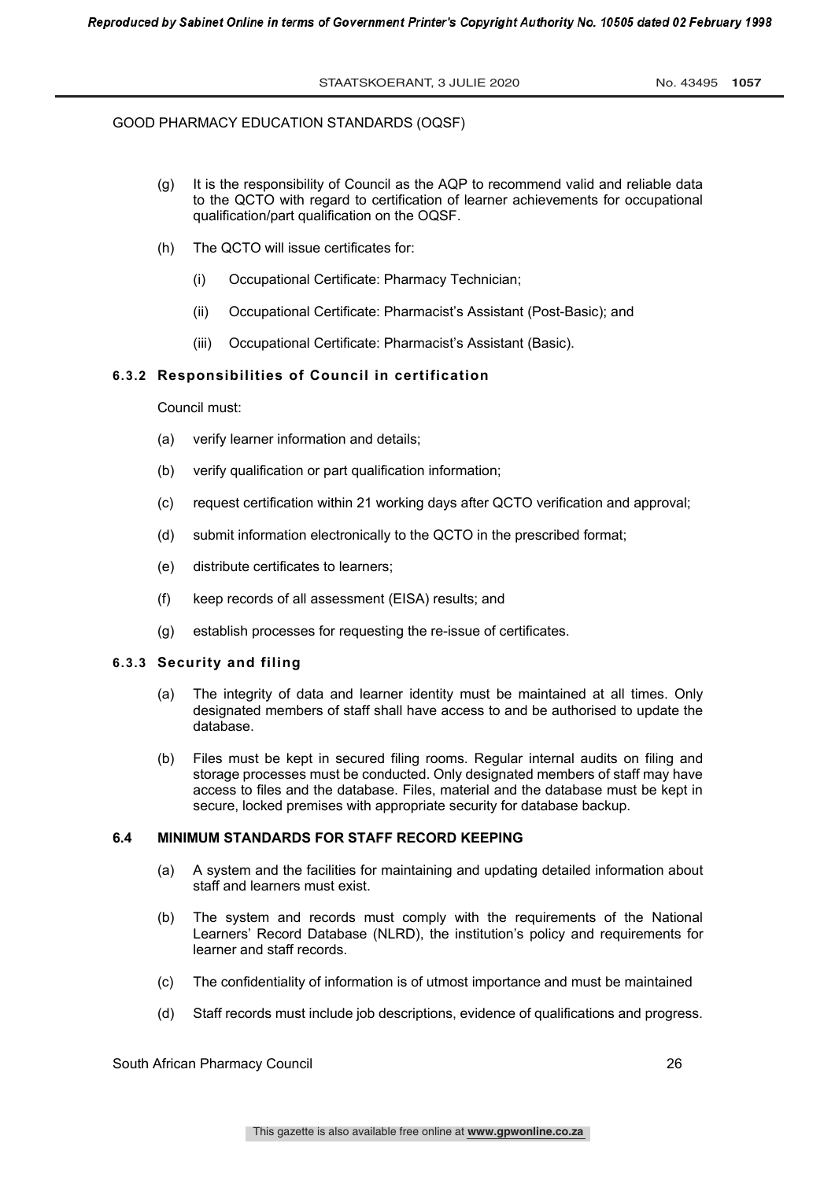(g) It is the responsibility of Council as the AQP to recommend valid and reliable data to the QCTO with regard to certification of learner achievements for occupational qualification/part qualification on the OQSF.

(h) The QCTO will issue certificates for:

(i) Occupational Certificate: Pharmacy Technician;

(ii) Occupational Certificate: Pharmacist's Assistant (Post-Basic); and

(iii) Occupational Certificate: Pharmacist's Assistant (Basic).

#### 6.3.2 Responsibilities of Council in certification

Council must:

(a) verify learner information and details;

(b) verify qualification or part qualification information;

(c) request certification within 21 working days after QCTO verification and approval;

(d) submit information electronically to the QCTO in the prescribed format;

(e) distribute certificates to learners;

(f) keep records of all assessment (EISA) results; and

(g) establish processes for requesting the re-issue of certificates.

#### 6.3.3 Security and filing

(a) The integrity of data and learner identity must be maintained at all times. Only designated members of staff shall have access to and be authorised to update the database.

(b) Files must be kept in secured filing rooms. Regular internal audits on filing and storage processes must be conducted. Only designated members of staff may have access to files and the database. Files, material and the database must be kept in secure, locked premises with appropriate security for database backup.

### 6.4 MINIMUM STANDARDS FOR STAFF RECORD KEEPING

(a) A system and the facilities for maintaining and updating detailed information about staff and learners must exist.

(b) The system and records must comply with the requirements of the National Learners' Record Database (NLRD), the institution's policy and requirements for learner and staff records.

(c) The confidentiality of information is of utmost importance and must be maintained

(d) Staff records must include job descriptions, evidence of qualifications and progress.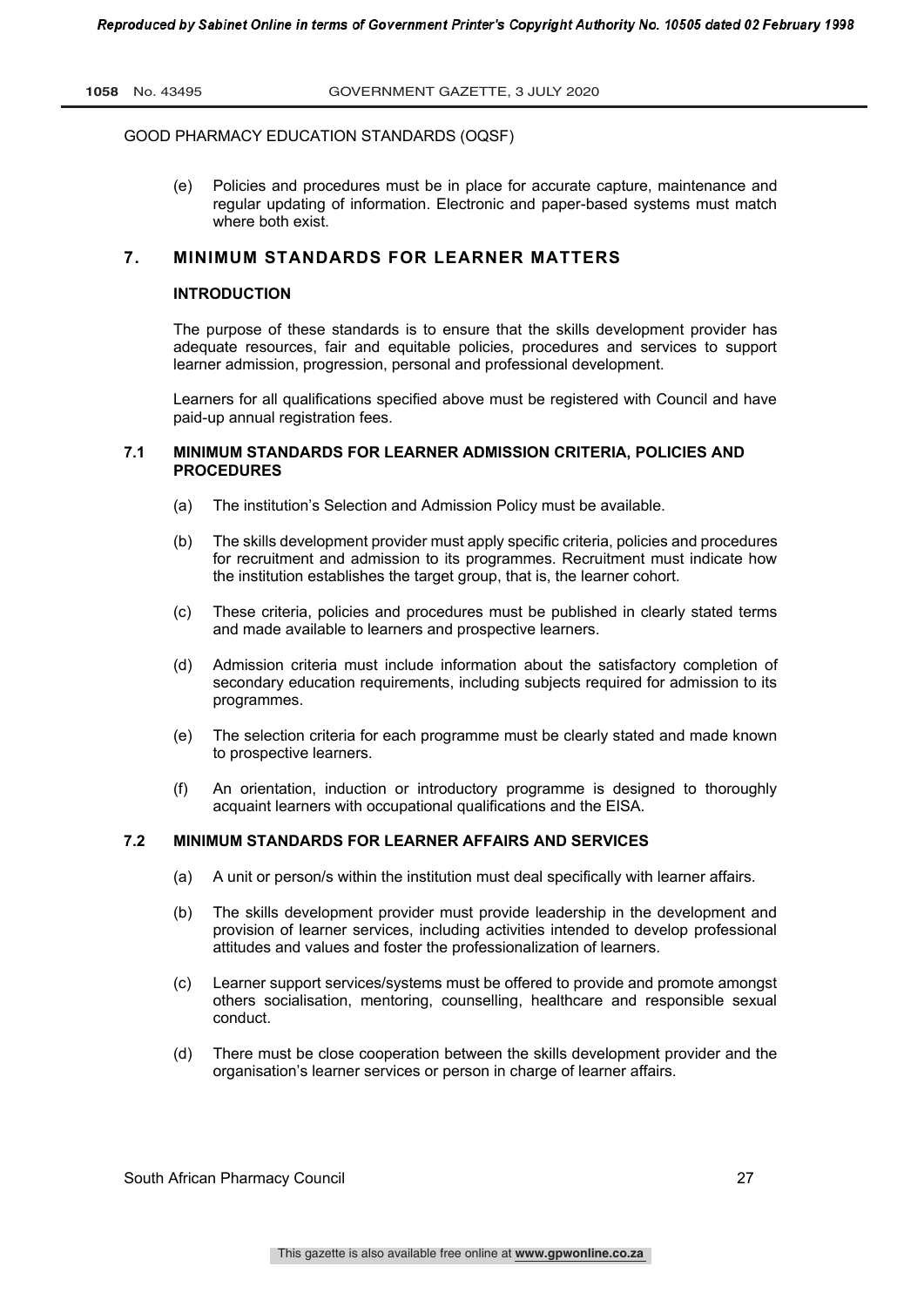GOOD PHARMACY EDUCATION STANDARDS (OQSF)

(e) Policies and procedures must be in place for accurate capture, maintenance and regular updating of information. Electronic and paper-based systems must match where both exist.

## 7. MINIMUM STANDARDS FOR LEARNER MATTERS

### INTRODUCTION

The purpose of these standards is to ensure that the skills development provider has adequate resources, fair and equitable policies, procedures and services to support learner admission, progression, personal and professional development.

Learners for all qualifications specified above must be registered with Council and have paid-up annual registration fees.

### 7.1 MINIMUM STANDARDS FOR LEARNER ADMISSION CRITERIA, POLICIES AND PROCEDURES

(a) The institution's Selection and Admission Policy must be available.

(b) The skills development provider must apply specific criteria, policies and procedures for recruitment and admission to its programmes. Recruitment must indicate how the institution establishes the target group, that is, the learner cohort.

(c) These criteria, policies and procedures must be published in clearly stated terms and made available to learners and prospective learners.

(d) Admission criteria must include information about the satisfactory completion of secondary education requirements, including subjects required for admission to its programmes.

(e) The selection criteria for each programme must be clearly stated and made known to prospective learners.

(f) An orientation, induction or introductory programme is designed to thoroughly acquaint learners with occupational qualifications and the EISA.

### 7.2 MINIMUM STANDARDS FOR LEARNER AFFAIRS AND SERVICES

(a) A unit or person/s within the institution must deal specifically with learner affairs.

(b) The skills development provider must provide leadership in the development and provision of learner services, including activities intended to develop professional attitudes and values and foster the professionalization of learners.

(c) Learner support services/systems must be offered to provide and promote amongst others socialisation, mentoring, counselling, healthcare and responsible sexual conduct.

(d) There must be close cooperation between the skills development provider and the organisation's learner services or person in charge of learner affairs.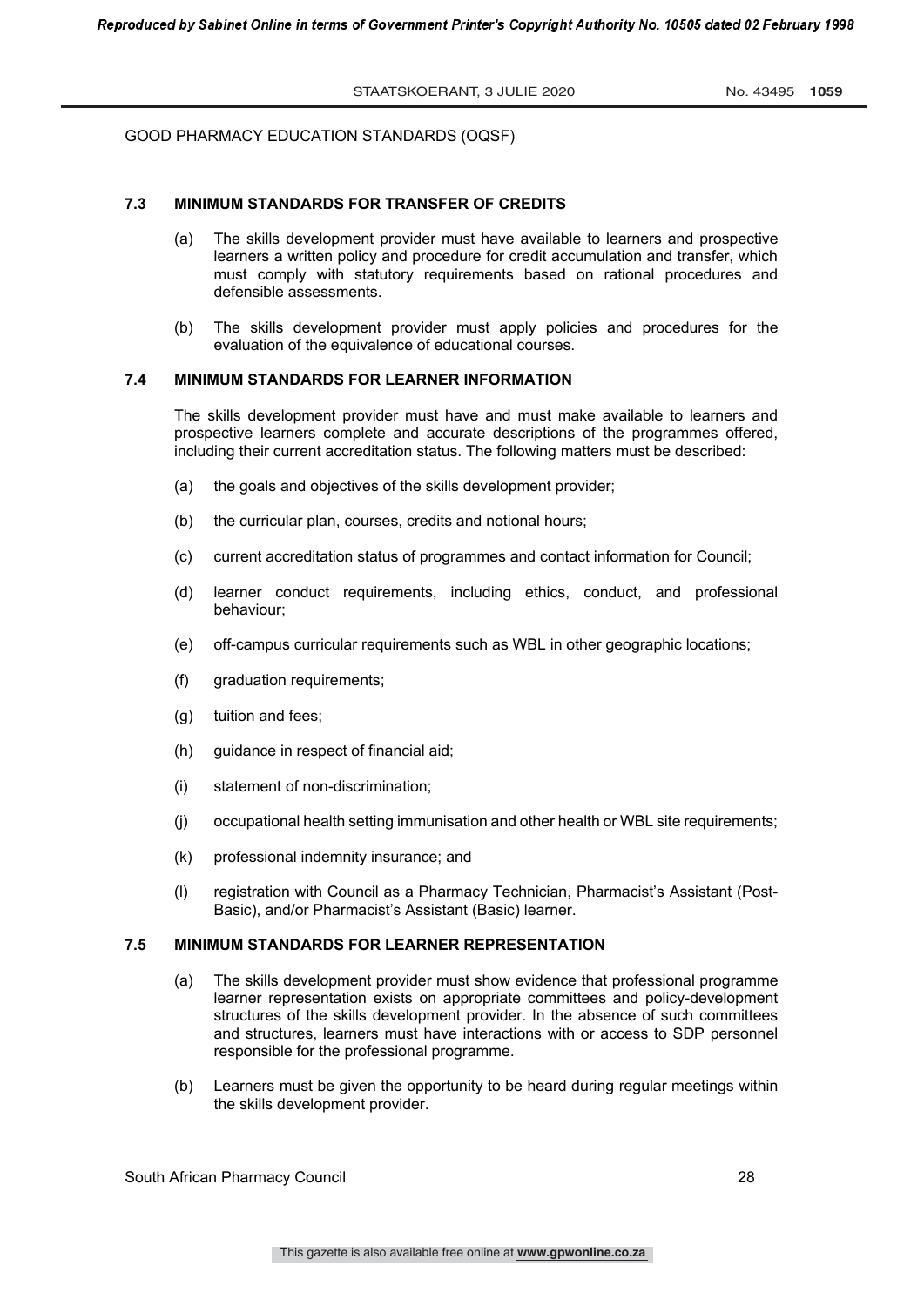GOOD PHARMACY EDUCATION STANDARDS (OQSF)

### 7.3 MINIMUM STANDARDS FOR TRANSFER OF CREDITS

(a) The skills development provider must have available to learners and prospective learners a written policy and procedure for credit accumulation and transfer, which must comply with statutory requirements based on rational procedures and defensible assessments.

(b) The skills development provider must apply policies and procedures for the evaluation of the equivalence of educational courses.

### 7.4 MINIMUM STANDARDS FOR LEARNER INFORMATION

The skills development provider must have and must make available to learners and prospective learners complete and accurate descriptions of the programmes offered, including their current accreditation status. The following matters must be described:

(a) the goals and objectives of the skills development provider;

(b) the curricular plan, courses, credits and notional hours;

(c) current accreditation status of programmes and contact information for Council;

(d) learner conduct requirements, including ethics, conduct, and professional behaviour;

(e) off-campus curricular requirements such as WBL in other geographic locations;

(f) graduation requirements;

(g) tuition and fees;

(h) guidance in respect of financial aid;

(i) statement of non-discrimination;

(j) occupational health setting immunisation and other health or WBL site requirements;

(k) professional indemnity insurance; and

(l) registration with Council as a Pharmacy Technician, Pharmacist's Assistant (Post-Basic), and/or Pharmacist's Assistant (Basic) learner.

### 7.5 MINIMUM STANDARDS FOR LEARNER REPRESENTATION

(a) The skills development provider must show evidence that professional programme learner representation exists on appropriate committees and policy-development structures of the skills development provider. In the absence of such committees and structures, learners must have interactions with or access to SDP personnel responsible for the professional programme.

(b) Learners must be given the opportunity to be heard during regular meetings within the skills development provider.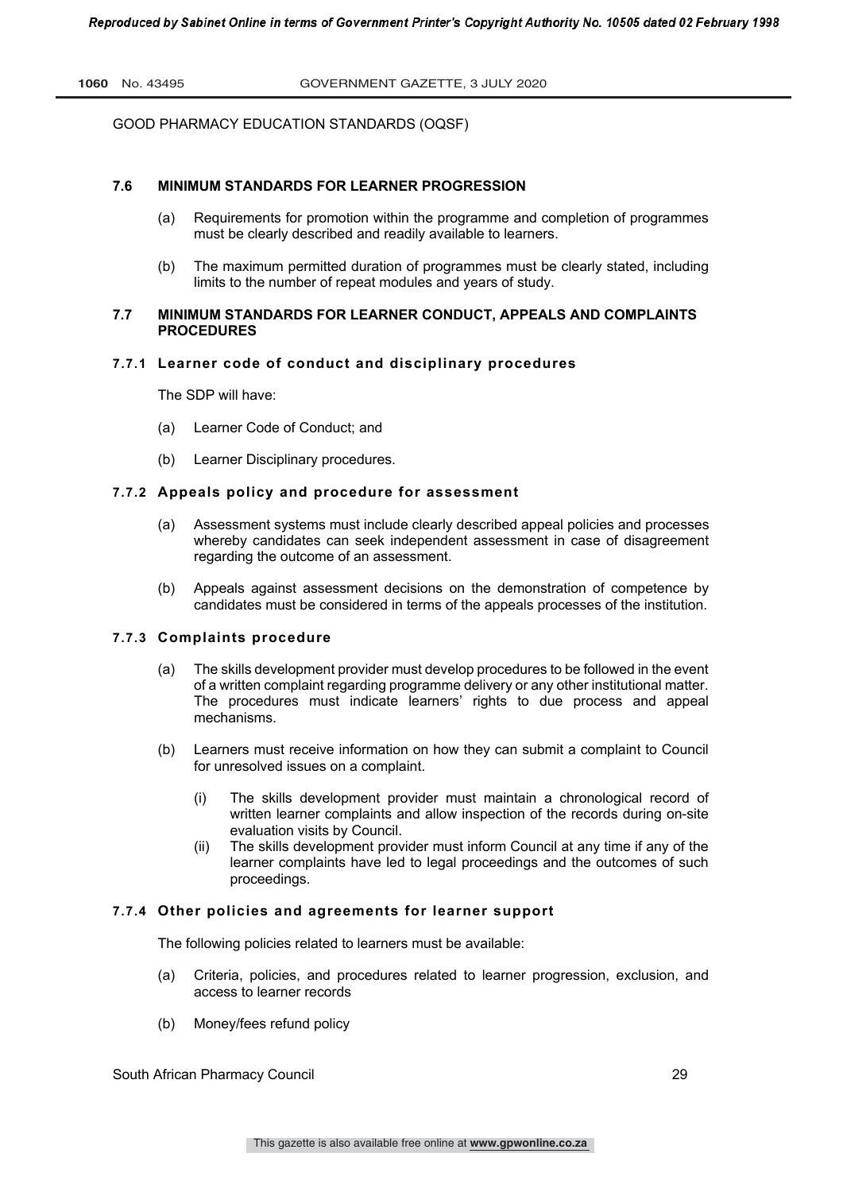GOOD PHARMACY EDUCATION STANDARDS (OQSF)

### 7.6 MINIMUM STANDARDS FOR LEARNER PROGRESSION

(a) Requirements for promotion within the programme and completion of programmes must be clearly described and readily available to learners.

(b) The maximum permitted duration of programmes must be clearly stated, including limits to the number of repeat modules and years of study.

### 7.7 MINIMUM STANDARDS FOR LEARNER CONDUCT, APPEALS AND COMPLAINTS PROCEDURES

#### 7.7.1 Learner code of conduct and disciplinary procedures

The SDP will have:

(a) Learner Code of Conduct; and

(b) Learner Disciplinary procedures.

#### 7.7.2 Appeals policy and procedure for assessment

(a) Assessment systems must include clearly described appeal policies and processes whereby candidates can seek independent assessment in case of disagreement regarding the outcome of an assessment.

(b) Appeals against assessment decisions on the demonstration of competence by candidates must be considered in terms of the appeals processes of the institution.

#### 7.7.3 Complaints procedure

(a) The skills development provider must develop procedures to be followed in the event of a written complaint regarding programme delivery or any other institutional matter. The procedures must indicate learners' rights to due process and appeal mechanisms.

(b) Learners must receive information on how they can submit a complaint to Council for unresolved issues on a complaint.

- (i) The skills development provider must maintain a chronological record of written learner complaints and allow inspection of the records during on-site evaluation visits by Council.
- (ii) The skills development provider must inform Council at any time if any of the learner complaints have led to legal proceedings and the outcomes of such proceedings.

#### 7.7.4 Other policies and agreements for learner support

The following policies related to learners must be available:

(a) Criteria, policies, and procedures related to learner progression, exclusion, and access to learner records

(b) Money/fees refund policy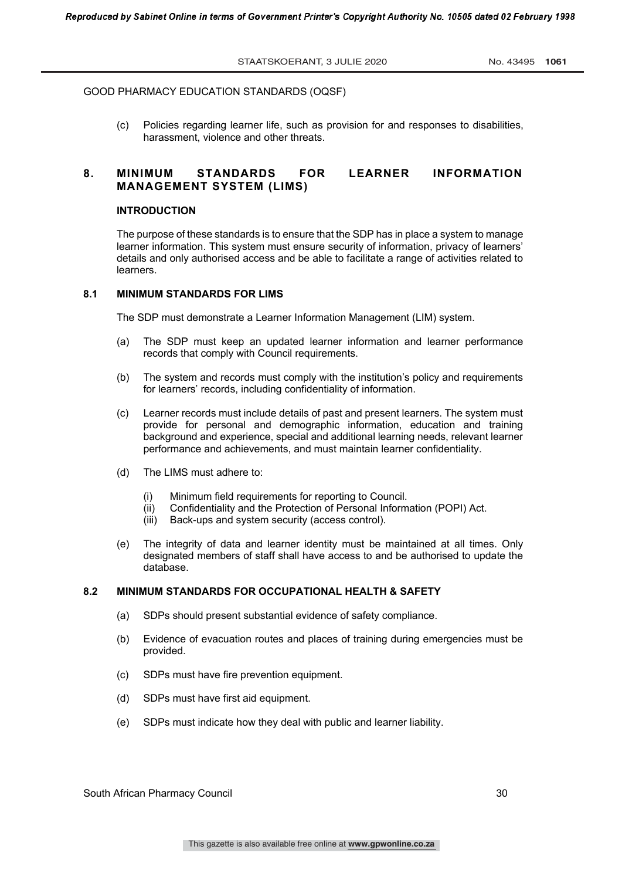(c) Policies regarding learner life, such as provision for and responses to disabilities, harassment, violence and other threats.

## 8. MINIMUM STANDARDS FOR LEARNER INFORMATION MANAGEMENT SYSTEM (LIMS)

### INTRODUCTION

The purpose of these standards is to ensure that the SDP has in place a system to manage learner information. This system must ensure security of information, privacy of learners' details and only authorised access and be able to facilitate a range of activities related to learners.

### 8.1 MINIMUM STANDARDS FOR LIMS

The SDP must demonstrate a Learner Information Management (LIM) system.

(a) The SDP must keep an updated learner information and learner performance records that comply with Council requirements.

(b) The system and records must comply with the institution's policy and requirements for learners' records, including confidentiality of information.

(c) Learner records must include details of past and present learners. The system must provide for personal and demographic information, education and training background and experience, special and additional learning needs, relevant learner performance and achievements, and must maintain learner confidentiality.

(d) The LIMS must adhere to:

- (i) Minimum field requirements for reporting to Council.
- (ii) Confidentiality and the Protection of Personal Information (POPI) Act.
- (iii) Back-ups and system security (access control).

(e) The integrity of data and learner identity must be maintained at all times. Only designated members of staff shall have access to and be authorised to update the database.

### 8.2 MINIMUM STANDARDS FOR OCCUPATIONAL HEALTH & SAFETY

(a) SDPs should present substantial evidence of safety compliance.

(b) Evidence of evacuation routes and places of training during emergencies must be provided.

(c) SDPs must have fire prevention equipment.

(d) SDPs must have first aid equipment.

(e) SDPs must indicate how they deal with public and learner liability.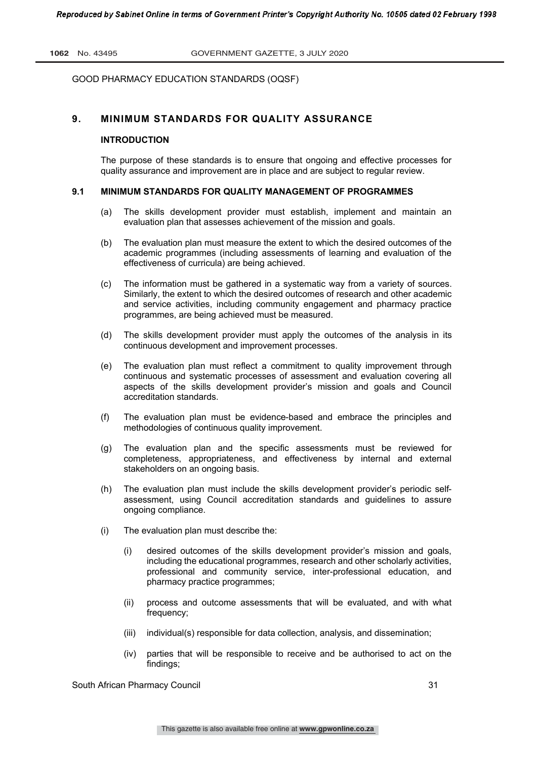GOOD PHARMACY EDUCATION STANDARDS (OQSF)

## 9. MINIMUM STANDARDS FOR QUALITY ASSURANCE

### INTRODUCTION

The purpose of these standards is to ensure that ongoing and effective processes for quality assurance and improvement are in place and are subject to regular review.

### 9.1 MINIMUM STANDARDS FOR QUALITY MANAGEMENT OF PROGRAMMES

(a) The skills development provider must establish, implement and maintain an evaluation plan that assesses achievement of the mission and goals.

(b) The evaluation plan must measure the extent to which the desired outcomes of the academic programmes (including assessments of learning and evaluation of the effectiveness of curricula) are being achieved.

(c) The information must be gathered in a systematic way from a variety of sources. Similarly, the extent to which the desired outcomes of research and other academic and service activities, including community engagement and pharmacy practice programmes, are being achieved must be measured.

(d) The skills development provider must apply the outcomes of the analysis in its continuous development and improvement processes.

(e) The evaluation plan must reflect a commitment to quality improvement through continuous and systematic processes of assessment and evaluation covering all aspects of the skills development provider's mission and goals and Council accreditation standards.

(f) The evaluation plan must be evidence-based and embrace the principles and methodologies of continuous quality improvement.

(g) The evaluation plan and the specific assessments must be reviewed for completeness, appropriateness, and effectiveness by internal and external stakeholders on an ongoing basis.

(h) The evaluation plan must include the skills development provider's periodic self-assessment, using Council accreditation standards and guidelines to assure ongoing compliance.

(i) The evaluation plan must describe the:

  (i) desired outcomes of the skills development provider's mission and goals, including the educational programmes, research and other scholarly activities, professional and community service, inter-professional education, and pharmacy practice programmes;

  (ii) process and outcome assessments that will be evaluated, and with what frequency;

  (iii) individual(s) responsible for data collection, analysis, and dissemination;

  (iv) parties that will be responsible to receive and be authorised to act on the findings;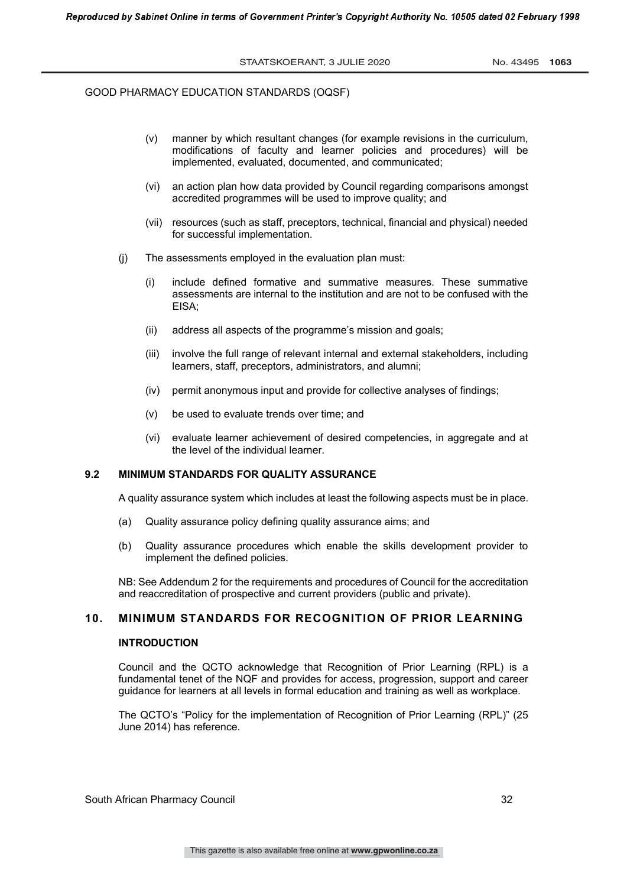(v) manner by which resultant changes (for example revisions in the curriculum, modifications of faculty and learner policies and procedures) will be implemented, evaluated, documented, and communicated;

(vi) an action plan how data provided by Council regarding comparisons amongst accredited programmes will be used to improve quality; and

(vii) resources (such as staff, preceptors, technical, financial and physical) needed for successful implementation.

(j) The assessments employed in the evaluation plan must:

(i) include defined formative and summative measures. These summative assessments are internal to the institution and are not to be confused with the EISA;

(ii) address all aspects of the programme's mission and goals;

(iii) involve the full range of relevant internal and external stakeholders, including learners, staff, preceptors, administrators, and alumni;

(iv) permit anonymous input and provide for collective analyses of findings;

(v) be used to evaluate trends over time; and

(vi) evaluate learner achievement of desired competencies, in aggregate and at the level of the individual learner.

### 9.2 MINIMUM STANDARDS FOR QUALITY ASSURANCE

A quality assurance system which includes at least the following aspects must be in place.

(a) Quality assurance policy defining quality assurance aims; and

(b) Quality assurance procedures which enable the skills development provider to implement the defined policies.

NB: See Addendum 2 for the requirements and procedures of Council for the accreditation and reaccreditation of prospective and current providers (public and private).

## 10. MINIMUM STANDARDS FOR RECOGNITION OF PRIOR LEARNING

### INTRODUCTION

Council and the QCTO acknowledge that Recognition of Prior Learning (RPL) is a fundamental tenet of the NQF and provides for access, progression, support and career guidance for learners at all levels in formal education and training as well as workplace.

The QCTO's "Policy for the implementation of Recognition of Prior Learning (RPL)" (25 June 2014) has reference.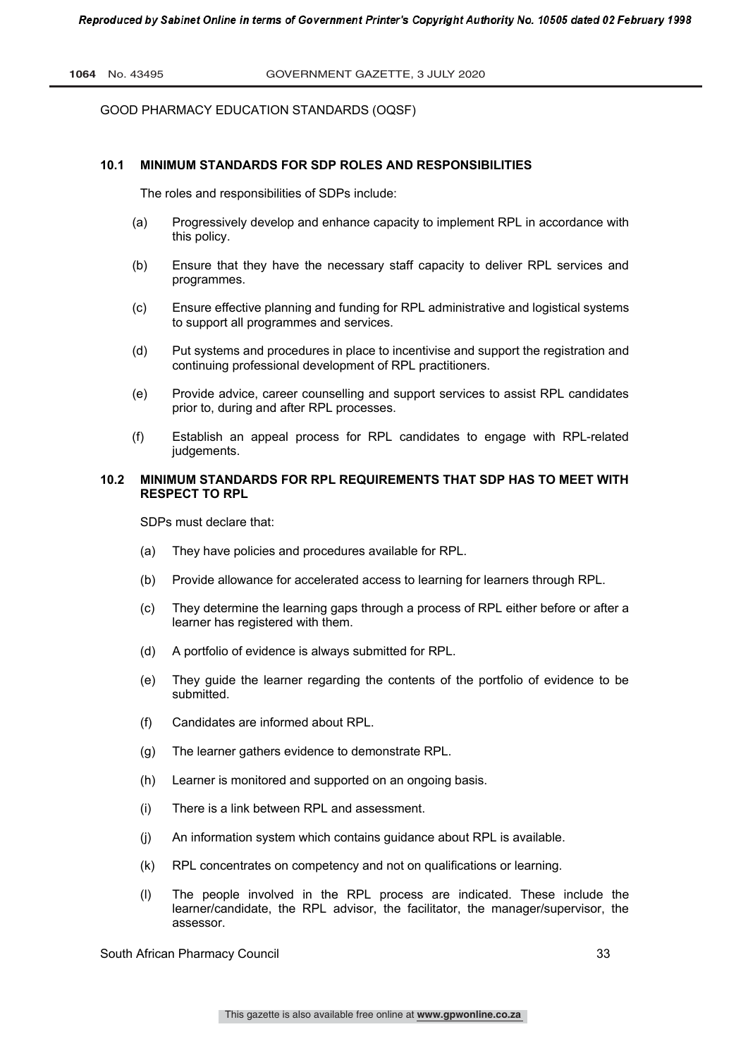GOOD PHARMACY EDUCATION STANDARDS (OQSF)

### 10.1 MINIMUM STANDARDS FOR SDP ROLES AND RESPONSIBILITIES

The roles and responsibilities of SDPs include:

(a) Progressively develop and enhance capacity to implement RPL in accordance with this policy.

(b) Ensure that they have the necessary staff capacity to deliver RPL services and programmes.

(c) Ensure effective planning and funding for RPL administrative and logistical systems to support all programmes and services.

(d) Put systems and procedures in place to incentivise and support the registration and continuing professional development of RPL practitioners.

(e) Provide advice, career counselling and support services to assist RPL candidates prior to, during and after RPL processes.

(f) Establish an appeal process for RPL candidates to engage with RPL-related judgements.

### 10.2 MINIMUM STANDARDS FOR RPL REQUIREMENTS THAT SDP HAS TO MEET WITH RESPECT TO RPL

SDPs must declare that:

(a) They have policies and procedures available for RPL.

(b) Provide allowance for accelerated access to learning for learners through RPL.

(c) They determine the learning gaps through a process of RPL either before or after a learner has registered with them.

(d) A portfolio of evidence is always submitted for RPL.

(e) They guide the learner regarding the contents of the portfolio of evidence to be submitted.

(f) Candidates are informed about RPL.

(g) The learner gathers evidence to demonstrate RPL.

(h) Learner is monitored and supported on an ongoing basis.

(i) There is a link between RPL and assessment.

(j) An information system which contains guidance about RPL is available.

(k) RPL concentrates on competency and not on qualifications or learning.

(l) The people involved in the RPL process are indicated. These include the learner/candidate, the RPL advisor, the facilitator, the manager/supervisor, the assessor.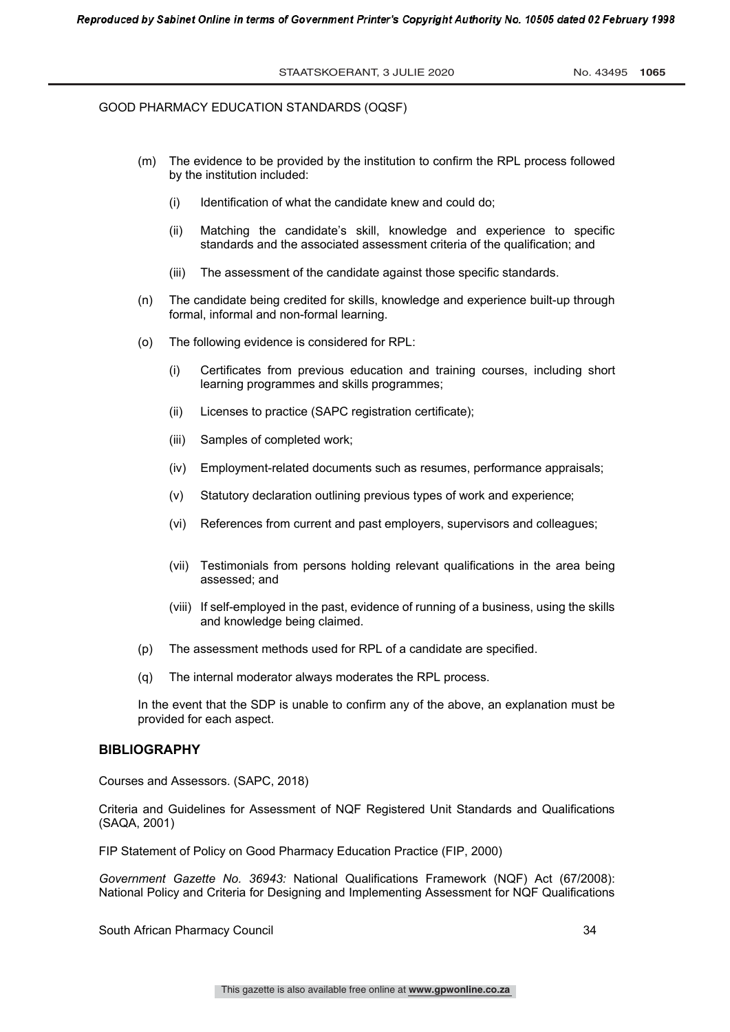GOOD PHARMACY EDUCATION STANDARDS (OQSF)

(m) The evidence to be provided by the institution to confirm the RPL process followed by the institution included:

  (i) Identification of what the candidate knew and could do;

  (ii) Matching the candidate's skill, knowledge and experience to specific standards and the associated assessment criteria of the qualification; and

  (iii) The assessment of the candidate against those specific standards.

(n) The candidate being credited for skills, knowledge and experience built-up through formal, informal and non-formal learning.

(o) The following evidence is considered for RPL:

  (i) Certificates from previous education and training courses, including short learning programmes and skills programmes;

  (ii) Licenses to practice (SAPC registration certificate);

  (iii) Samples of completed work;

  (iv) Employment-related documents such as resumes, performance appraisals;

  (v) Statutory declaration outlining previous types of work and experience;

  (vi) References from current and past employers, supervisors and colleagues;

  (vii) Testimonials from persons holding relevant qualifications in the area being assessed; and

  (viii) If self-employed in the past, evidence of running of a business, using the skills and knowledge being claimed.

(p) The assessment methods used for RPL of a candidate are specified.

(q) The internal moderator always moderates the RPL process.

In the event that the SDP is unable to confirm any of the above, an explanation must be provided for each aspect.

## BIBLIOGRAPHY

Courses and Assessors. (SAPC, 2018)

Criteria and Guidelines for Assessment of NQF Registered Unit Standards and Qualifications (SAQA, 2001)

FIP Statement of Policy on Good Pharmacy Education Practice (FIP, 2000)

*Government Gazette No. 36943:* National Qualifications Framework (NQF) Act (67/2008): National Policy and Criteria for Designing and Implementing Assessment for NQF Qualifications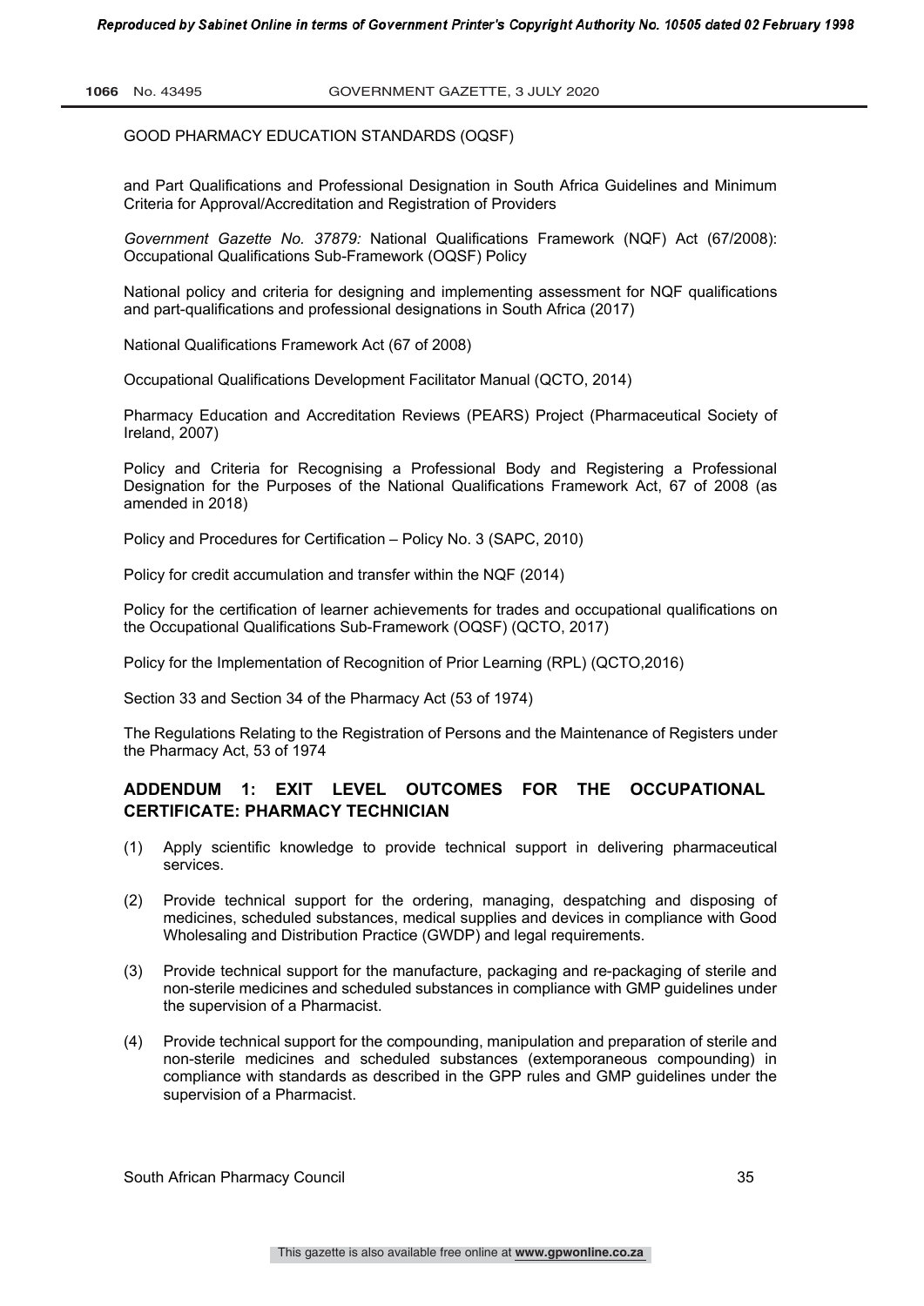and Part Qualifications and Professional Designation in South Africa Guidelines and Minimum Criteria for Approval/Accreditation and Registration of Providers

*Government Gazette No. 37879:* National Qualifications Framework (NQF) Act (67/2008): Occupational Qualifications Sub-Framework (OQSF) Policy

National policy and criteria for designing and implementing assessment for NQF qualifications and part-qualifications and professional designations in South Africa (2017)

National Qualifications Framework Act (67 of 2008)

Occupational Qualifications Development Facilitator Manual (QCTO, 2014)

Pharmacy Education and Accreditation Reviews (PEARS) Project (Pharmaceutical Society of Ireland, 2007)

Policy and Criteria for Recognising a Professional Body and Registering a Professional Designation for the Purposes of the National Qualifications Framework Act, 67 of 2008 (as amended in 2018)

Policy and Procedures for Certification – Policy No. 3 (SAPC, 2010)

Policy for credit accumulation and transfer within the NQF (2014)

Policy for the certification of learner achievements for trades and occupational qualifications on the Occupational Qualifications Sub-Framework (OQSF) (QCTO, 2017)

Policy for the Implementation of Recognition of Prior Learning (RPL) (QCTO,2016)

Section 33 and Section 34 of the Pharmacy Act (53 of 1974)

The Regulations Relating to the Registration of Persons and the Maintenance of Registers under the Pharmacy Act, 53 of 1974

## ADDENDUM 1: EXIT LEVEL OUTCOMES FOR THE OCCUPATIONAL CERTIFICATE: PHARMACY TECHNICIAN

(1) Apply scientific knowledge to provide technical support in delivering pharmaceutical services.

(2) Provide technical support for the ordering, managing, despatching and disposing of medicines, scheduled substances, medical supplies and devices in compliance with Good Wholesaling and Distribution Practice (GWDP) and legal requirements.

(3) Provide technical support for the manufacture, packaging and re-packaging of sterile and non-sterile medicines and scheduled substances in compliance with GMP guidelines under the supervision of a Pharmacist.

(4) Provide technical support for the compounding, manipulation and preparation of sterile and non-sterile medicines and scheduled substances (extemporaneous compounding) in compliance with standards as described in the GPP rules and GMP guidelines under the supervision of a Pharmacist.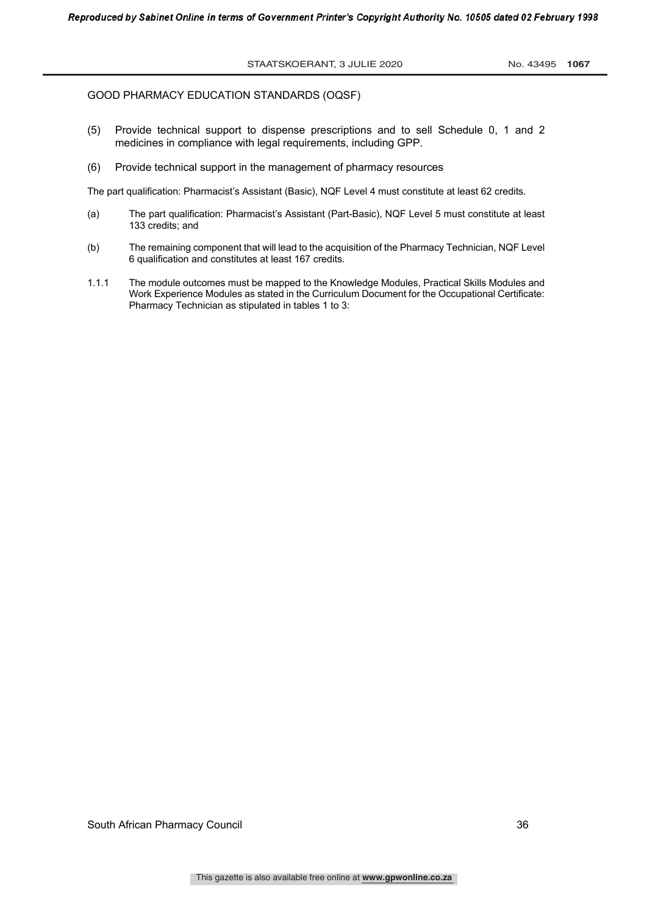GOOD PHARMACY EDUCATION STANDARDS (OQSF)

(5) Provide technical support to dispense prescriptions and to sell Schedule 0, 1 and 2 medicines in compliance with legal requirements, including GPP.

(6) Provide technical support in the management of pharmacy resources

The part qualification: Pharmacist's Assistant (Basic), NQF Level 4 must constitute at least 62 credits.

(a) The part qualification: Pharmacist's Assistant (Part-Basic), NQF Level 5 must constitute at least 133 credits; and

(b) The remaining component that will lead to the acquisition of the Pharmacy Technician, NQF Level 6 qualification and constitutes at least 167 credits.

1.1.1 The module outcomes must be mapped to the Knowledge Modules, Practical Skills Modules and Work Experience Modules as stated in the Curriculum Document for the Occupational Certificate: Pharmacy Technician as stipulated in tables 1 to 3: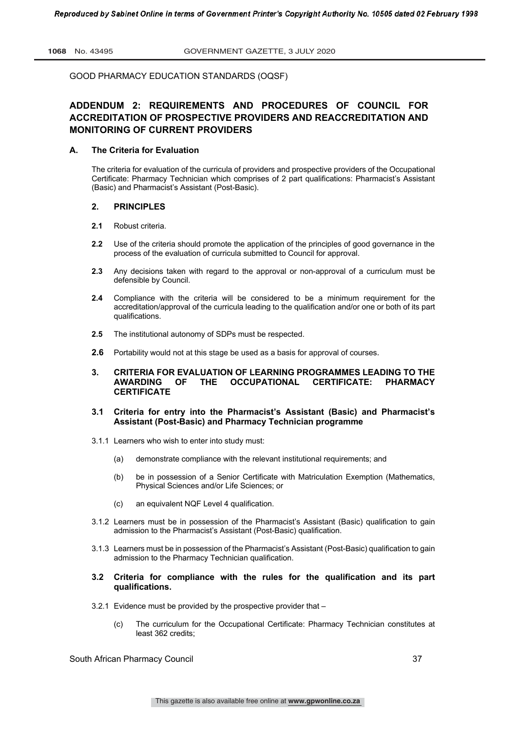GOOD PHARMACY EDUCATION STANDARDS (OQSF)

## ADDENDUM 2: REQUIREMENTS AND PROCEDURES OF COUNCIL FOR ACCREDITATION OF PROSPECTIVE PROVIDERS AND REACCREDITATION AND MONITORING OF CURRENT PROVIDERS

### A. The Criteria for Evaluation

The criteria for evaluation of the curricula of providers and prospective providers of the Occupational Certificate: Pharmacy Technician which comprises of 2 part qualifications: Pharmacist's Assistant (Basic) and Pharmacist's Assistant (Post-Basic).

### 2. PRINCIPLES

**2.1** Robust criteria.

**2.2** Use of the criteria should promote the application of the principles of good governance in the process of the evaluation of curricula submitted to Council for approval.

**2.3** Any decisions taken with regard to the approval or non-approval of a curriculum must be defensible by Council.

**2.4** Compliance with the criteria will be considered to be a minimum requirement for the accreditation/approval of the curricula leading to the qualification and/or one or both of its part qualifications.

**2.5** The institutional autonomy of SDPs must be respected.

**2.6** Portability would not at this stage be used as a basis for approval of courses.

### 3. CRITERIA FOR EVALUATION OF LEARNING PROGRAMMES LEADING TO THE AWARDING OF THE OCCUPATIONAL CERTIFICATE: PHARMACY CERTIFICATE

#### 3.1 Criteria for entry into the Pharmacist's Assistant (Basic) and Pharmacist's Assistant (Post-Basic) and Pharmacy Technician programme

3.1.1 Learners who wish to enter into study must:

(a) demonstrate compliance with the relevant institutional requirements; and

(b) be in possession of a Senior Certificate with Matriculation Exemption (Mathematics, Physical Sciences and/or Life Sciences; or

(c) an equivalent NQF Level 4 qualification.

3.1.2 Learners must be in possession of the Pharmacist's Assistant (Basic) qualification to gain admission to the Pharmacist's Assistant (Post-Basic) qualification.

3.1.3 Learners must be in possession of the Pharmacist's Assistant (Post-Basic) qualification to gain admission to the Pharmacy Technician qualification.

#### 3.2 Criteria for compliance with the rules for the qualification and its part qualifications.

3.2.1 Evidence must be provided by the prospective provider that –

(c) The curriculum for the Occupational Certificate: Pharmacy Technician constitutes at least 362 credits;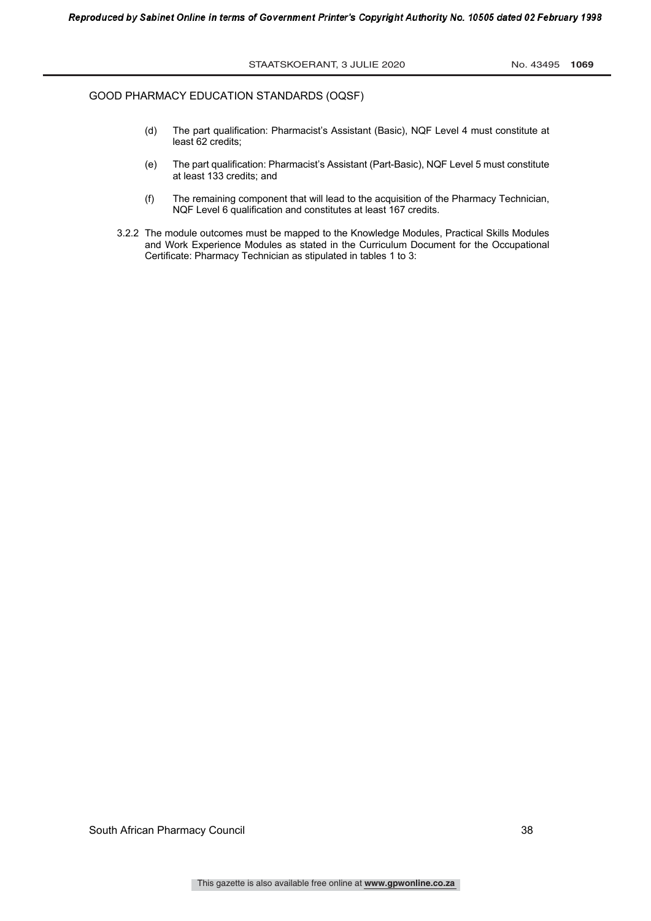GOOD PHARMACY EDUCATION STANDARDS (OQSF)

(d) The part qualification: Pharmacist's Assistant (Basic), NQF Level 4 must constitute at least 62 credits;

(e) The part qualification: Pharmacist's Assistant (Part-Basic), NQF Level 5 must constitute at least 133 credits; and

(f) The remaining component that will lead to the acquisition of the Pharmacy Technician, NQF Level 6 qualification and constitutes at least 167 credits.

3.2.2 The module outcomes must be mapped to the Knowledge Modules, Practical Skills Modules and Work Experience Modules as stated in the Curriculum Document for the Occupational Certificate: Pharmacy Technician as stipulated in tables 1 to 3: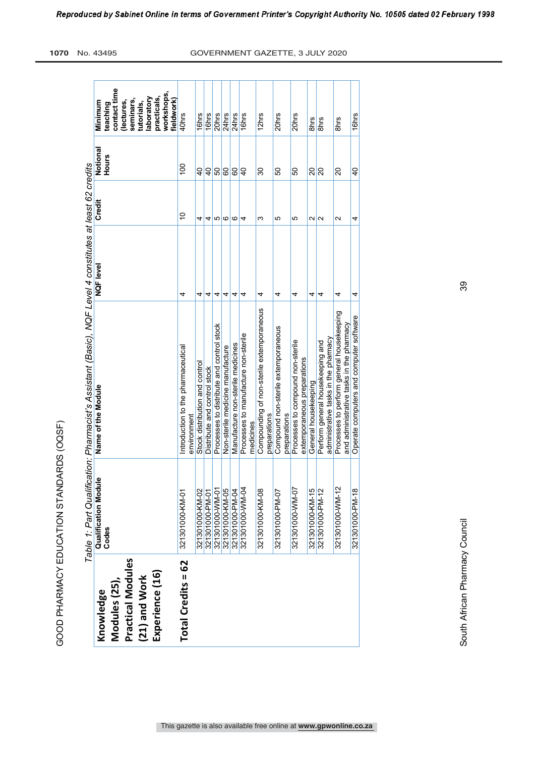*Table 1: Part Qualification: Pharmacist's Assistant (Basic), NQF Level 4 constitutes at least 62 credits*

| Knowledge Modules (25), Practical Modules (21) and Work Experience (16) | Qualification Module Codes | Name of the Module | NQF level | Credit | Notional Hours | Minimum teaching contact time (lectures, seminars, tutorials, laboratory practicals, workshops, fieldwork) |
|---|---|---|---|---|---|---|
| **Total Credits = 62** | 321301000-KM-01 | Introduction to the pharmaceutical environment | 4 | 10 | 100 | 40hrs |
| | 321301000-KM-02 | Stock distribution and control | 4 | 4 | 40 | 16hrs |
| | 321301000-PM-01 | Distribute and control stock | 4 | 4 | 40 | 16hrs |
| | 321301000-WM-01 | Processes to distribute and control stock | 4 | 5 | 50 | 20hrs |
| | 321301000-KM-05 | Non-sterile medicine manufacture | 4 | 6 | 60 | 24hrs |
| | 321301000-PM-04 | Manufacture non-sterile medicines | 4 | 6 | 60 | 24hrs |
| | 321301000-WM-04 | Processes to manufacture non-sterile medicines | 4 | 4 | 40 | 16hrs |
| | 321301000-KM-08 | Compounding of non-sterile extemporaneous preparations | 4 | 3 | 30 | 12hrs |
| | 321301000-PM-07 | Compound non-sterile extemporaneous preparations | 4 | 5 | 50 | 20hrs |
| | 321301000-WM-07 | Processes to compound non-sterile extemporaneous preparations | 4 | 5 | 50 | 20hrs |
| | 321301000-KM-15 | General housekeeping | 4 | 2 | 20 | 8hrs |
| | 321301000-PM-12 | Perform general housekeeping and administrative tasks in the pharmacy | 4 | 2 | 20 | 8hrs |
| | 321301000-WM-12 | Processes to perform general housekeeping and administrative tasks in the pharmacy | 4 | 2 | 20 | 8hrs |
| | 321301000-PM-18 | Operate computers and computer software | 4 | 4 | 40 | 16hrs |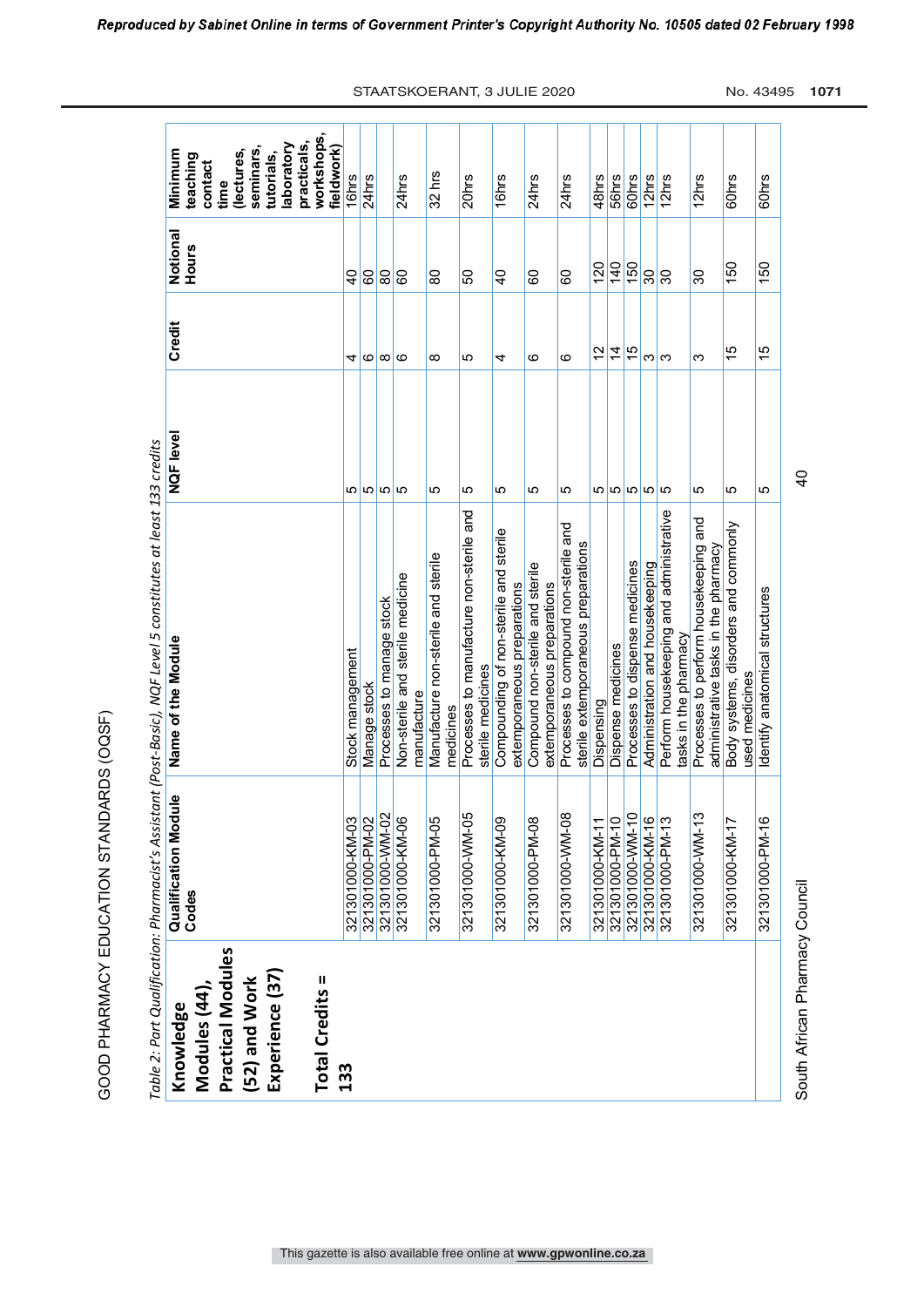*Table 2: Part Qualification: Pharmacist's Assistant (Post-Basic), NQF Level 5 constitutes at least 133 credits*

| Knowledge Modules (44), Practical Modules (52) and Work Experience (37) Total Credits = 133 | Qualification Module Codes | Name of the Module | NQF level | Credit | Notional Hours | Minimum teaching contact time (lectures, seminars, tutorials, laboratory practicals, workshops, fieldwork) |
|---|---|---|---|---|---|---|
| | 321301000-KM-03 | Stock management | 5 | 4 | 40 | 16hrs |
| | 321301000-PM-02 | Manage stock | 5 | 6 | 60 | 24hrs |
| | 321301000-WM-02 | Processes to manage stock | 5 | 8 | 80 | |
| | 321301000-KM-06 | Non-sterile and sterile medicine manufacture | 5 | 6 | 60 | 24hrs |
| | 321301000-PM-05 | Manufacture non-sterile and sterile medicines | 5 | 8 | 80 | 32 hrs |
| | 321301000-WM-05 | Processes to manufacture non-sterile and sterile medicines | 5 | 5 | 50 | 20hrs |
| | 321301000-KM-09 | Compounding of non-sterile and sterile extemporaneous preparations | 5 | 4 | 40 | 16hrs |
| | 321301000-PM-08 | Compound non-sterile and sterile extemporaneous preparations | 5 | 6 | 60 | 24hrs |
| | 321301000-WM-08 | Processes to compound non-sterile and sterile extemporaneous preparations | 5 | 6 | 60 | 24hrs |
| | 321301000-KM-11 | Dispensing | 5 | 12 | 120 | 48hrs |
| | 321301000-PM-10 | Dispense medicines | 5 | 14 | 140 | 56hrs |
| | 321301000-WM-10 | Processes to dispense medicines | 5 | 15 | 150 | 60hrs |
| | 321301000-KM-16 | Administration and housekeeping | 5 | 3 | 30 | 12hrs |
| | 321301000-PM-13 | Perform housekeeping and administrative tasks in the pharmacy | 5 | 3 | 30 | 12hrs |
| | 321301000-WM-13 | Processes to perform housekeeping and administrative tasks in the pharmacy | 5 | 3 | 30 | 12hrs |
| | 321301000-KM-17 | Body systems, disorders and commonly used medicines | 5 | 15 | 150 | 60hrs |
| | 321301000-PM-16 | Identify anatomical structures | 5 | 15 | 150 | 60hrs |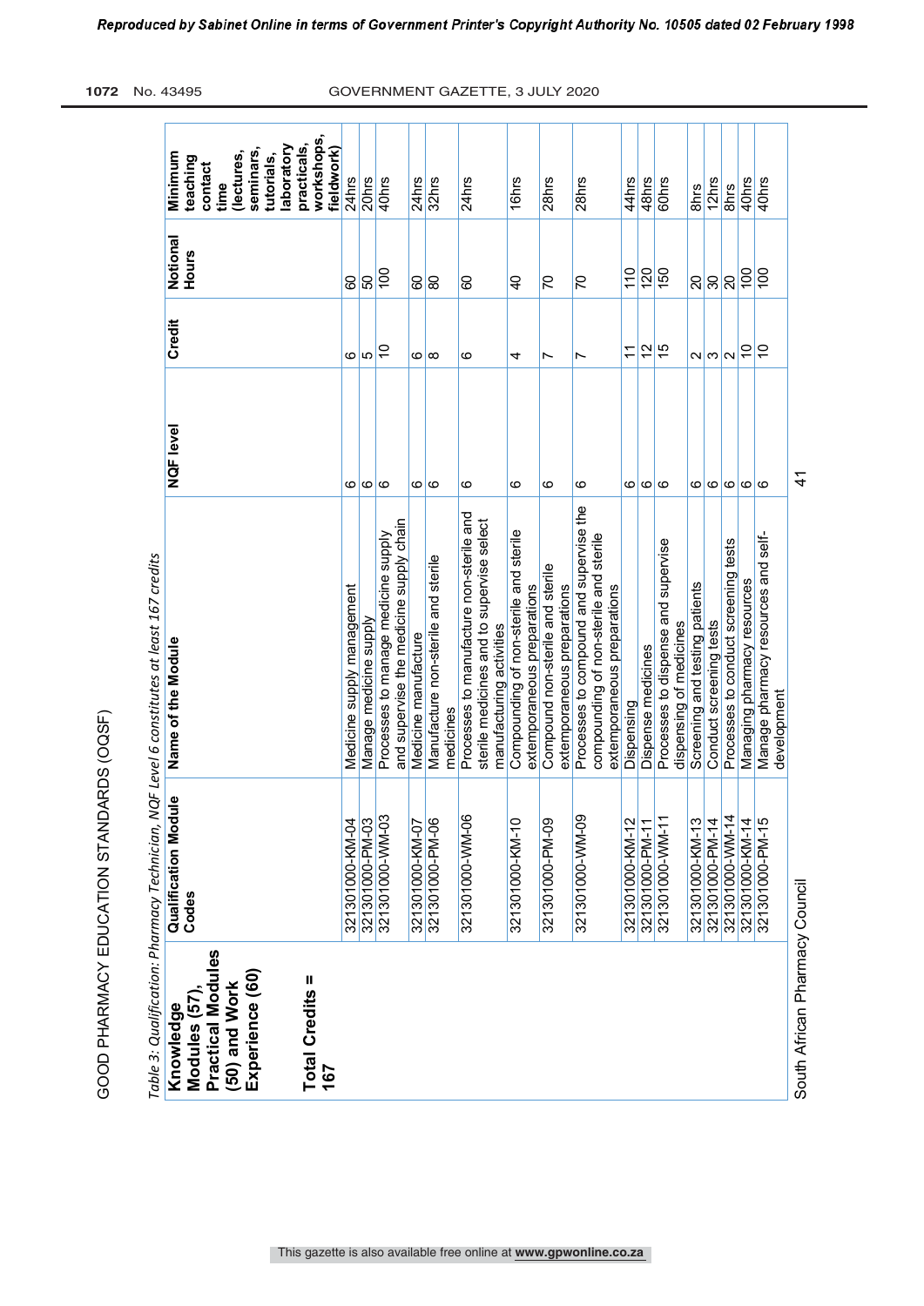Table 3: Qualification: Pharmacy Technician, NQF Level 6 constitutes at least 167 credits

| Knowledge Modules (57), Practical Modules (50) and Work Experience (60) Total Credits = 167 | Qualification Module Codes | Name of the Module | NQF level | Credit | Notional Hours | Minimum teaching contact time (lectures, seminars, tutorials, laboratory practicals, workshops, fieldwork) |
|---|---|---|---|---|---|---|
| | 321301000-KM-04 | Medicine supply management | 6 | 6 | 60 | 24hrs |
| | 321301000-PM-03 | Manage medicine supply | 6 | 5 | 50 | 20hrs |
| | 321301000-WM-03 | Processes to manage medicine supply and supervise the medicine supply chain | 6 | 10 | 100 | 40hrs |
| | 321301000-KM-07 | Medicine manufacture | 6 | 6 | 60 | 24hrs |
| | 321301000-PM-06 | Manufacture non-sterile and sterile medicines | 6 | 8 | 80 | 32hrs |
| | 321301000-WM-06 | Processes to manufacture non-sterile and sterile medicines and to supervise select manufacturing activities | 6 | 6 | 60 | 24hrs |
| | 321301000-KM-10 | Compounding of non-sterile and sterile extemporaneous preparations | 6 | 4 | 40 | 16hrs |
| | 321301000-PM-09 | Compound non-sterile and sterile extemporaneous preparations | 6 | 7 | 70 | 28hrs |
| | 321301000-WM-09 | Processes to compound and supervise the compounding of non-sterile and sterile extemporaneous preparations | 6 | 7 | 70 | 28hrs |
| | 321301000-KM-12 | Dispensing | 6 | 11 | 110 | 44hrs |
| | 321301000-PM-11 | Dispense medicines | 6 | 12 | 120 | 48hrs |
| | 321301000-WM-11 | Processes to dispense and supervise dispensing of medicines | 6 | 15 | 150 | 60hrs |
| | 321301000-KM-13 | Screening and testing patients | 6 | 2 | 20 | 8hrs |
| | 321301000-PM-14 | Conduct screening tests | 6 | 3 | 30 | 12hrs |
| | 321301000-WM-14 | Processes to conduct screening tests | 6 | 2 | 20 | 8hrs |
| | 321301000-KM-14 | Managing pharmacy resources | 6 | 10 | 100 | 40hrs |
| | 321301000-PM-15 | Manage pharmacy resources and self-development | 6 | 10 | 100 | 40hrs |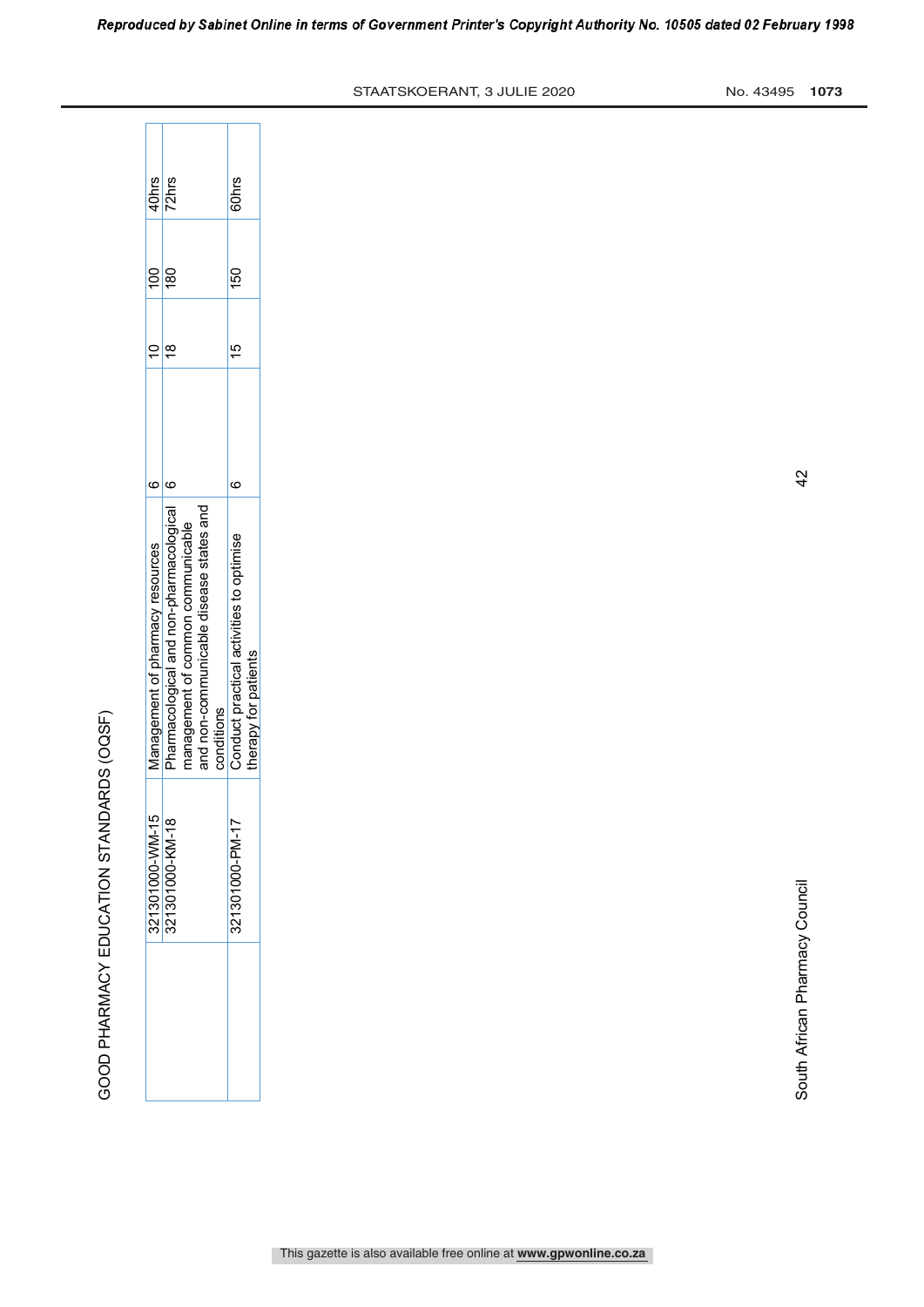| | | | | | | |
|---|---|---|---|---|---|---|
| | 321301000-WM-15 | Management of pharmacy resources | 6 | 10 | 100 | 40hrs |
| | 321301000-KM-18 | Pharmacological and non-pharmacological management of common communicable and non-communicable disease states and conditions | 6 | 18 | 180 | 72hrs |
| | 321301000-PM-17 | Conduct practical activities to optimise therapy for patients | 6 | 15 | 150 | 60hrs |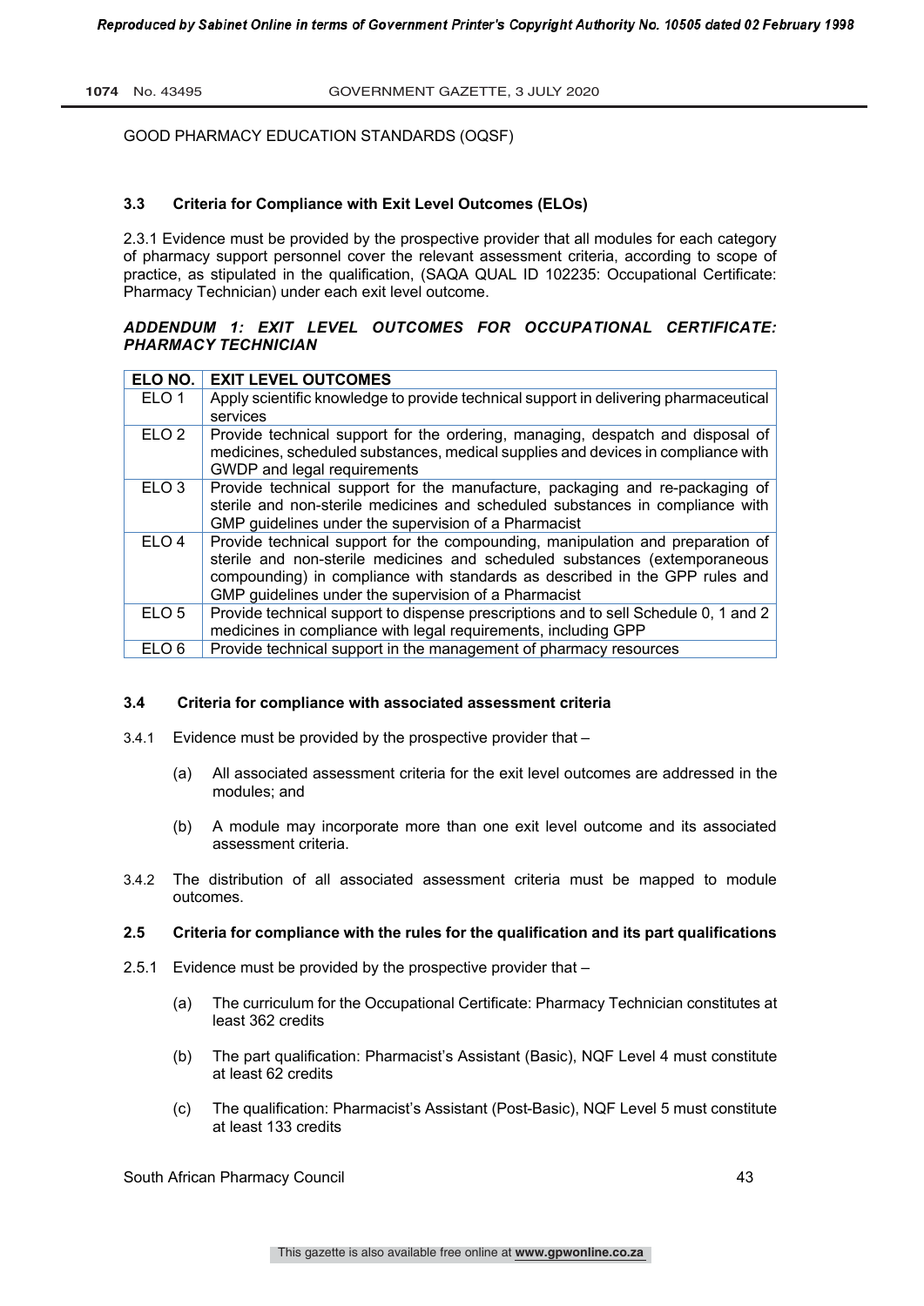GOOD PHARMACY EDUCATION STANDARDS (OQSF)

### 3.3 Criteria for Compliance with Exit Level Outcomes (ELOs)

2.3.1 Evidence must be provided by the prospective provider that all modules for each category of pharmacy support personnel cover the relevant assessment criteria, according to scope of practice, as stipulated in the qualification, (SAQA QUAL ID 102235: Occupational Certificate: Pharmacy Technician) under each exit level outcome.

***ADDENDUM 1: EXIT LEVEL OUTCOMES FOR OCCUPATIONAL CERTIFICATE: PHARMACY TECHNICIAN***

| ELO NO. | EXIT LEVEL OUTCOMES |
|---|---|
| ELO 1 | Apply scientific knowledge to provide technical support in delivering pharmaceutical services |
| ELO 2 | Provide technical support for the ordering, managing, despatch and disposal of medicines, scheduled substances, medical supplies and devices in compliance with GWDP and legal requirements |
| ELO 3 | Provide technical support for the manufacture, packaging and re-packaging of sterile and non-sterile medicines and scheduled substances in compliance with GMP guidelines under the supervision of a Pharmacist |
| ELO 4 | Provide technical support for the compounding, manipulation and preparation of sterile and non-sterile medicines and scheduled substances (extemporaneous compounding) in compliance with standards as described in the GPP rules and GMP guidelines under the supervision of a Pharmacist |
| ELO 5 | Provide technical support to dispense prescriptions and to sell Schedule 0, 1 and 2 medicines in compliance with legal requirements, including GPP |
| ELO 6 | Provide technical support in the management of pharmacy resources |

### 3.4 Criteria for compliance with associated assessment criteria

3.4.1 Evidence must be provided by the prospective provider that –

(a) All associated assessment criteria for the exit level outcomes are addressed in the modules; and

(b) A module may incorporate more than one exit level outcome and its associated assessment criteria.

3.4.2 The distribution of all associated assessment criteria must be mapped to module outcomes.

### 2.5 Criteria for compliance with the rules for the qualification and its part qualifications

2.5.1 Evidence must be provided by the prospective provider that –

(a) The curriculum for the Occupational Certificate: Pharmacy Technician constitutes at least 362 credits

(b) The part qualification: Pharmacist's Assistant (Basic), NQF Level 4 must constitute at least 62 credits

(c) The qualification: Pharmacist's Assistant (Post-Basic), NQF Level 5 must constitute at least 133 credits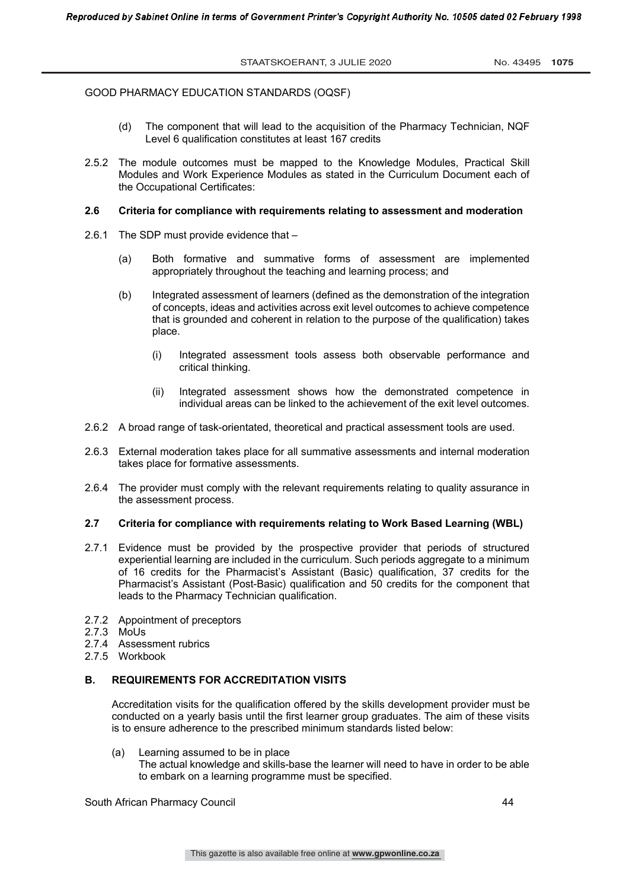GOOD PHARMACY EDUCATION STANDARDS (OQSF)

(d) The component that will lead to the acquisition of the Pharmacy Technician, NQF Level 6 qualification constitutes at least 167 credits

2.5.2 The module outcomes must be mapped to the Knowledge Modules, Practical Skill Modules and Work Experience Modules as stated in the Curriculum Document each of the Occupational Certificates:

**2.6 Criteria for compliance with requirements relating to assessment and moderation**

2.6.1 The SDP must provide evidence that –

(a) Both formative and summative forms of assessment are implemented appropriately throughout the teaching and learning process; and

(b) Integrated assessment of learners (defined as the demonstration of the integration of concepts, ideas and activities across exit level outcomes to achieve competence that is grounded and coherent in relation to the purpose of the qualification) takes place.

(i) Integrated assessment tools assess both observable performance and critical thinking.

(ii) Integrated assessment shows how the demonstrated competence in individual areas can be linked to the achievement of the exit level outcomes.

2.6.2 A broad range of task-orientated, theoretical and practical assessment tools are used.

2.6.3 External moderation takes place for all summative assessments and internal moderation takes place for formative assessments.

2.6.4 The provider must comply with the relevant requirements relating to quality assurance in the assessment process.

**2.7 Criteria for compliance with requirements relating to Work Based Learning (WBL)**

2.7.1 Evidence must be provided by the prospective provider that periods of structured experiential learning are included in the curriculum. Such periods aggregate to a minimum of 16 credits for the Pharmacist's Assistant (Basic) qualification, 37 credits for the Pharmacist's Assistant (Post-Basic) qualification and 50 credits for the component that leads to the Pharmacy Technician qualification.

2.7.2 Appointment of preceptors

2.7.3 MoUs

2.7.4 Assessment rubrics

2.7.5 Workbook

**B. REQUIREMENTS FOR ACCREDITATION VISITS**

Accreditation visits for the qualification offered by the skills development provider must be conducted on a yearly basis until the first learner group graduates. The aim of these visits is to ensure adherence to the prescribed minimum standards listed below:

(a) Learning assumed to be in place
The actual knowledge and skills-base the learner will need to have in order to be able to embark on a learning programme must be specified.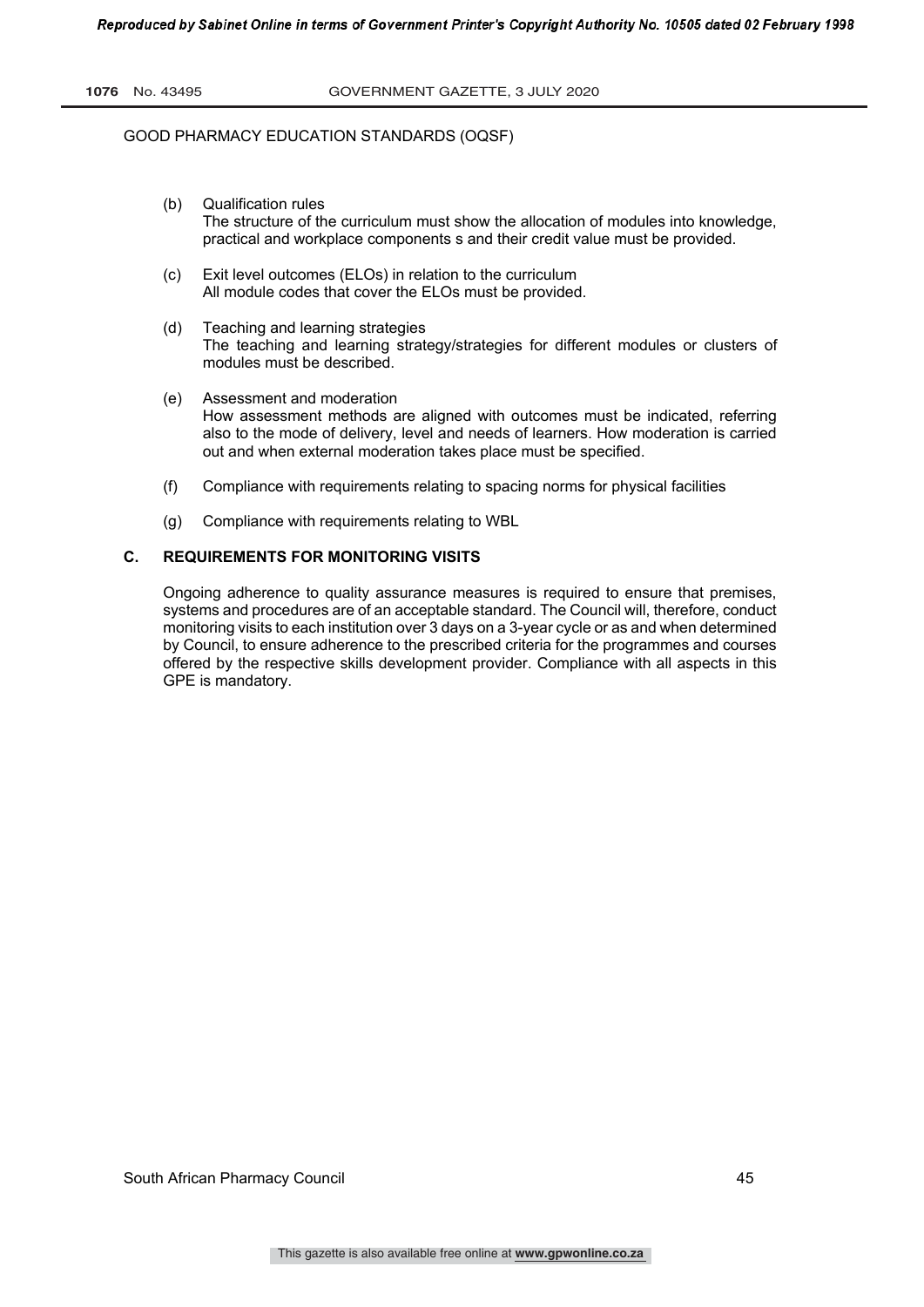(b) Qualification rules
The structure of the curriculum must show the allocation of modules into knowledge, practical and workplace components s and their credit value must be provided.

(c) Exit level outcomes (ELOs) in relation to the curriculum
All module codes that cover the ELOs must be provided.

(d) Teaching and learning strategies
The teaching and learning strategy/strategies for different modules or clusters of modules must be described.

(e) Assessment and moderation
How assessment methods are aligned with outcomes must be indicated, referring also to the mode of delivery, level and needs of learners. How moderation is carried out and when external moderation takes place must be specified.

(f) Compliance with requirements relating to spacing norms for physical facilities

(g) Compliance with requirements relating to WBL

## C. REQUIREMENTS FOR MONITORING VISITS

Ongoing adherence to quality assurance measures is required to ensure that premises, systems and procedures are of an acceptable standard. The Council will, therefore, conduct monitoring visits to each institution over 3 days on a 3-year cycle or as and when determined by Council, to ensure adherence to the prescribed criteria for the programmes and courses offered by the respective skills development provider. Compliance with all aspects in this GPE is mandatory.